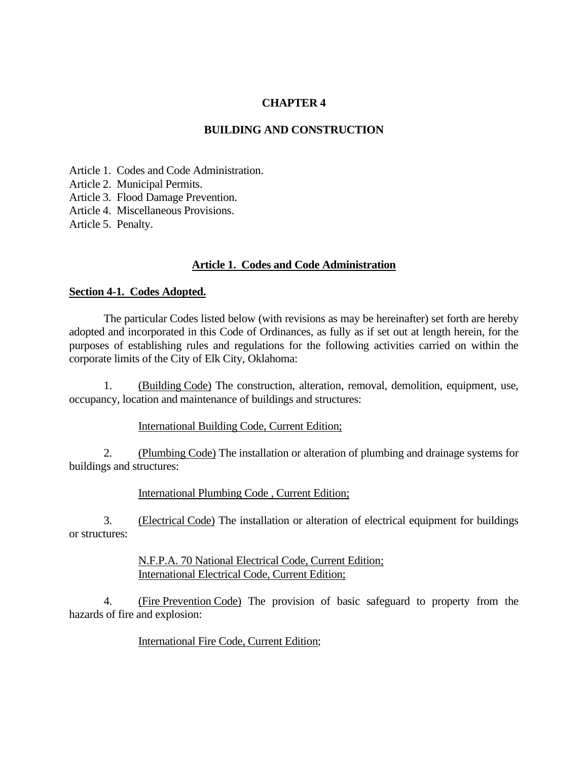# CHAPTER 4

# BUILDING AND CONSTRUCTION

Article 1. Codes and Code Administration.
Article 2. Municipal Permits.
Article 3. Flood Damage Prevention.
Article 4. Miscellaneous Provisions.
Article 5. Penalty.

## Article 1. Codes and Code Administration

### Section 4-1. Codes Adopted.

The particular Codes listed below (with revisions as may be hereinafter) set forth are hereby adopted and incorporated in this Code of Ordinances, as fully as if set out at length herein, for the purposes of establishing rules and regulations for the following activities carried on within the corporate limits of the City of Elk City, Oklahoma:

1. (Building Code) The construction, alteration, removal, demolition, equipment, use, occupancy, location and maintenance of buildings and structures:

   International Building Code, Current Edition;

2. (Plumbing Code) The installation or alteration of plumbing and drainage systems for buildings and structures:

   International Plumbing Code , Current Edition;

3. (Electrical Code) The installation or alteration of electrical equipment for buildings or structures:

   N.F.P.A. 70 National Electrical Code, Current Edition;
   International Electrical Code, Current Edition;

4. (Fire Prevention Code) The provision of basic safeguard to property from the hazards of fire and explosion:

   International Fire Code, Current Edition;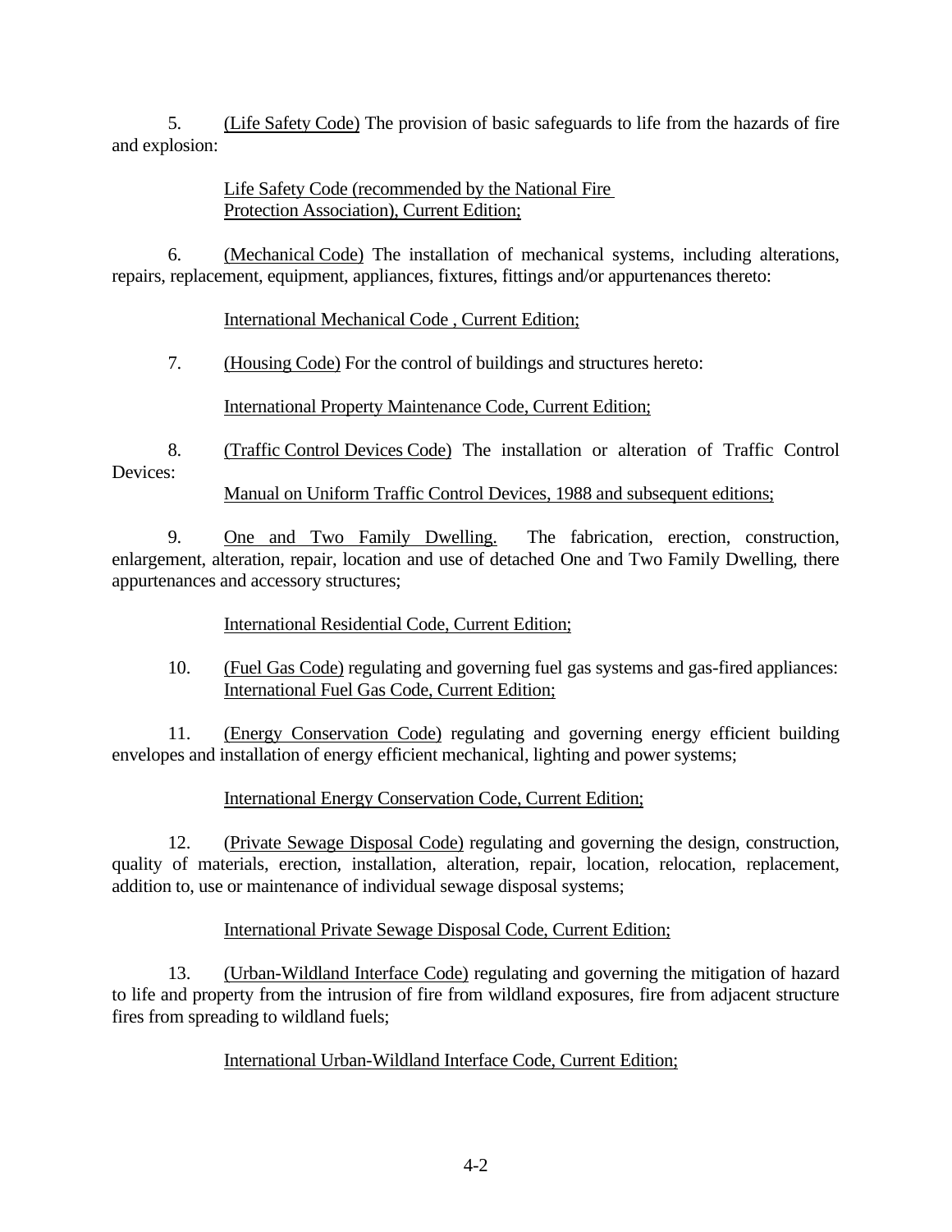5. (Life Safety Code) The provision of basic safeguards to life from the hazards of fire and explosion:

> Life Safety Code (recommended by the National Fire Protection Association), Current Edition;

6. (Mechanical Code) The installation of mechanical systems, including alterations, repairs, replacement, equipment, appliances, fixtures, fittings and/or appurtenances thereto:

> International Mechanical Code , Current Edition;

7. (Housing Code) For the control of buildings and structures hereto:

> International Property Maintenance Code, Current Edition;

8. (Traffic Control Devices Code) The installation or alteration of Traffic Control Devices:

> Manual on Uniform Traffic Control Devices, 1988 and subsequent editions;

9. One and Two Family Dwelling. The fabrication, erection, construction, enlargement, alteration, repair, location and use of detached One and Two Family Dwelling, there appurtenances and accessory structures;

> International Residential Code, Current Edition;

10. (Fuel Gas Code) regulating and governing fuel gas systems and gas-fired appliances: International Fuel Gas Code, Current Edition;

11. (Energy Conservation Code) regulating and governing energy efficient building envelopes and installation of energy efficient mechanical, lighting and power systems;

> International Energy Conservation Code, Current Edition;

12. (Private Sewage Disposal Code) regulating and governing the design, construction, quality of materials, erection, installation, alteration, repair, location, relocation, replacement, addition to, use or maintenance of individual sewage disposal systems;

> International Private Sewage Disposal Code, Current Edition;

13. (Urban-Wildland Interface Code) regulating and governing the mitigation of hazard to life and property from the intrusion of fire from wildland exposures, fire from adjacent structure fires from spreading to wildland fuels;

> International Urban-Wildland Interface Code, Current Edition;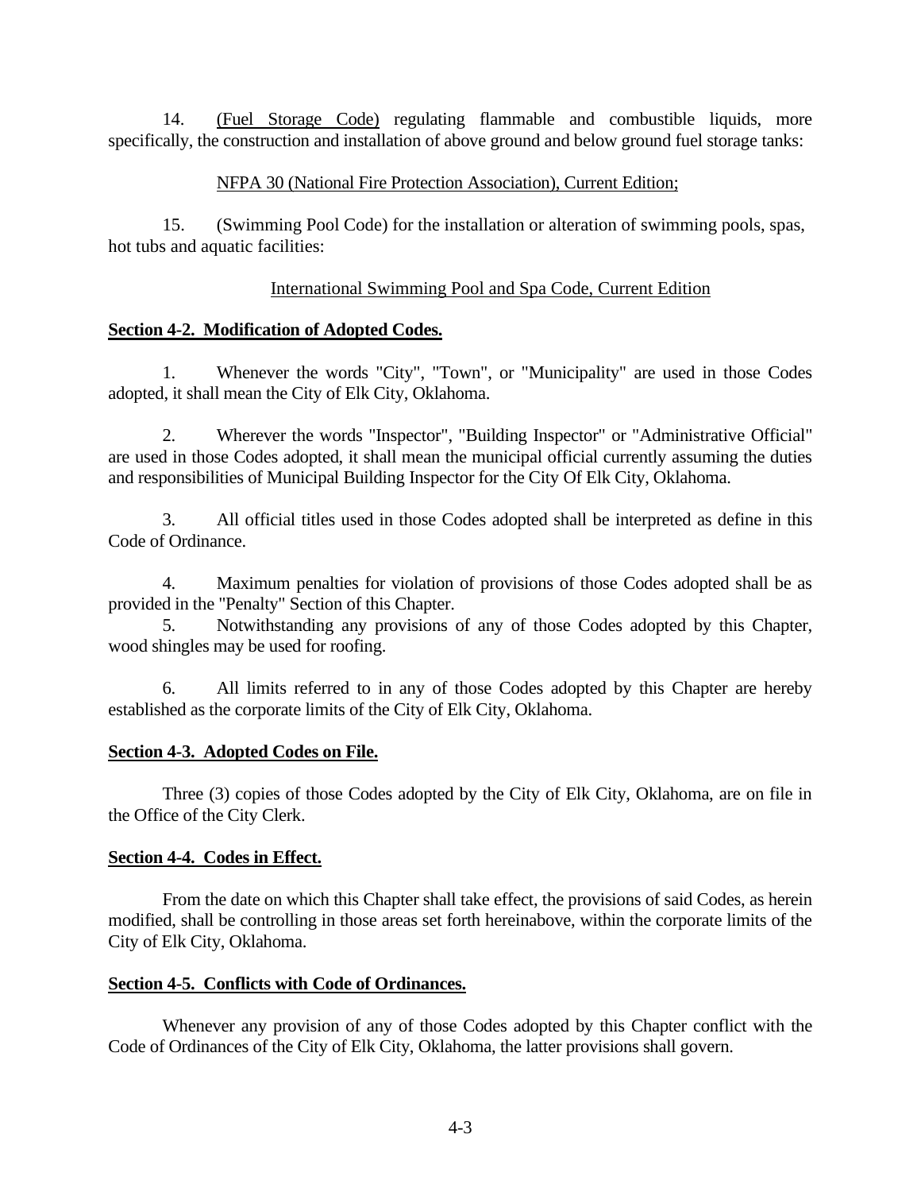14. (Fuel Storage Code) regulating flammable and combustible liquids, more specifically, the construction and installation of above ground and below ground fuel storage tanks:

NFPA 30 (National Fire Protection Association), Current Edition;

15. (Swimming Pool Code) for the installation or alteration of swimming pools, spas, hot tubs and aquatic facilities:

International Swimming Pool and Spa Code, Current Edition

**Section 4-2. Modification of Adopted Codes.**

1. Whenever the words "City", "Town", or "Municipality" are used in those Codes adopted, it shall mean the City of Elk City, Oklahoma.

2. Wherever the words "Inspector", "Building Inspector" or "Administrative Official" are used in those Codes adopted, it shall mean the municipal official currently assuming the duties and responsibilities of Municipal Building Inspector for the City Of Elk City, Oklahoma.

3. All official titles used in those Codes adopted shall be interpreted as define in this Code of Ordinance.

4. Maximum penalties for violation of provisions of those Codes adopted shall be as provided in the "Penalty" Section of this Chapter.

5. Notwithstanding any provisions of any of those Codes adopted by this Chapter, wood shingles may be used for roofing.

6. All limits referred to in any of those Codes adopted by this Chapter are hereby established as the corporate limits of the City of Elk City, Oklahoma.

**Section 4-3. Adopted Codes on File.**

Three (3) copies of those Codes adopted by the City of Elk City, Oklahoma, are on file in the Office of the City Clerk.

**Section 4-4. Codes in Effect.**

From the date on which this Chapter shall take effect, the provisions of said Codes, as herein modified, shall be controlling in those areas set forth hereinabove, within the corporate limits of the City of Elk City, Oklahoma.

**Section 4-5. Conflicts with Code of Ordinances.**

Whenever any provision of any of those Codes adopted by this Chapter conflict with the Code of Ordinances of the City of Elk City, Oklahoma, the latter provisions shall govern.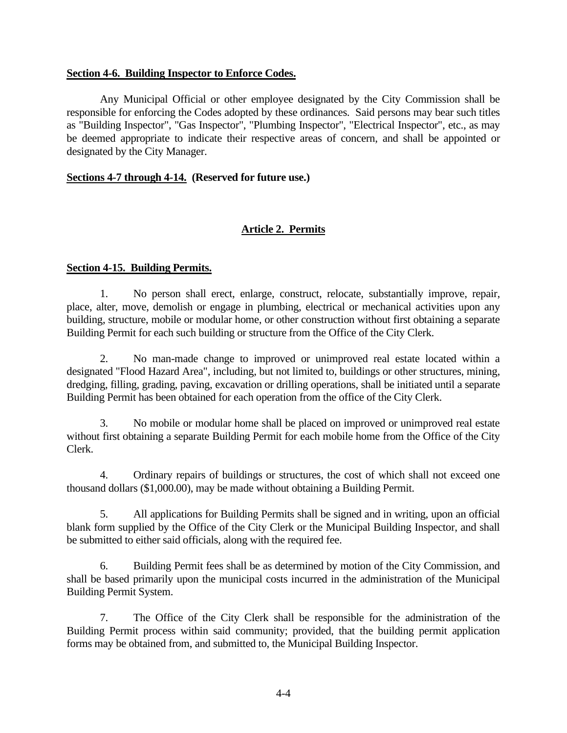**Section 4-6. Building Inspector to Enforce Codes.**

Any Municipal Official or other employee designated by the City Commission shall be responsible for enforcing the Codes adopted by these ordinances. Said persons may bear such titles as "Building Inspector", "Gas Inspector", "Plumbing Inspector", "Electrical Inspector", etc., as may be deemed appropriate to indicate their respective areas of concern, and shall be appointed or designated by the City Manager.

**Sections 4-7 through 4-14. (Reserved for future use.)**

## Article 2. Permits

**Section 4-15. Building Permits.**

1. No person shall erect, enlarge, construct, relocate, substantially improve, repair, place, alter, move, demolish or engage in plumbing, electrical or mechanical activities upon any building, structure, mobile or modular home, or other construction without first obtaining a separate Building Permit for each such building or structure from the Office of the City Clerk.

2. No man-made change to improved or unimproved real estate located within a designated "Flood Hazard Area", including, but not limited to, buildings or other structures, mining, dredging, filling, grading, paving, excavation or drilling operations, shall be initiated until a separate Building Permit has been obtained for each operation from the office of the City Clerk.

3. No mobile or modular home shall be placed on improved or unimproved real estate without first obtaining a separate Building Permit for each mobile home from the Office of the City Clerk.

4. Ordinary repairs of buildings or structures, the cost of which shall not exceed one thousand dollars ($1,000.00), may be made without obtaining a Building Permit.

5. All applications for Building Permits shall be signed and in writing, upon an official blank form supplied by the Office of the City Clerk or the Municipal Building Inspector, and shall be submitted to either said officials, along with the required fee.

6. Building Permit fees shall be as determined by motion of the City Commission, and shall be based primarily upon the municipal costs incurred in the administration of the Municipal Building Permit System.

7. The Office of the City Clerk shall be responsible for the administration of the Building Permit process within said community; provided, that the building permit application forms may be obtained from, and submitted to, the Municipal Building Inspector.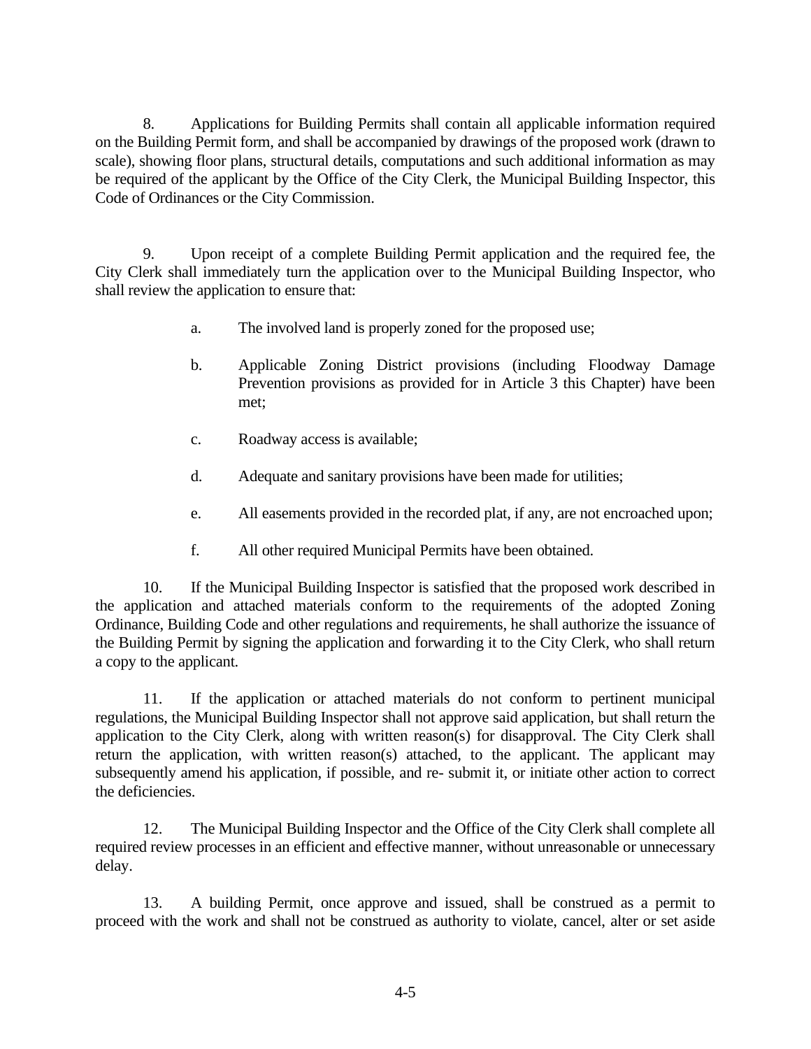8. Applications for Building Permits shall contain all applicable information required on the Building Permit form, and shall be accompanied by drawings of the proposed work (drawn to scale), showing floor plans, structural details, computations and such additional information as may be required of the applicant by the Office of the City Clerk, the Municipal Building Inspector, this Code of Ordinances or the City Commission.

9. Upon receipt of a complete Building Permit application and the required fee, the City Clerk shall immediately turn the application over to the Municipal Building Inspector, who shall review the application to ensure that:

a. The involved land is properly zoned for the proposed use;

b. Applicable Zoning District provisions (including Floodway Damage Prevention provisions as provided for in Article 3 this Chapter) have been met;

c. Roadway access is available;

d. Adequate and sanitary provisions have been made for utilities;

e. All easements provided in the recorded plat, if any, are not encroached upon;

f. All other required Municipal Permits have been obtained.

10. If the Municipal Building Inspector is satisfied that the proposed work described in the application and attached materials conform to the requirements of the adopted Zoning Ordinance, Building Code and other regulations and requirements, he shall authorize the issuance of the Building Permit by signing the application and forwarding it to the City Clerk, who shall return a copy to the applicant.

11. If the application or attached materials do not conform to pertinent municipal regulations, the Municipal Building Inspector shall not approve said application, but shall return the application to the City Clerk, along with written reason(s) for disapproval. The City Clerk shall return the application, with written reason(s) attached, to the applicant. The applicant may subsequently amend his application, if possible, and re- submit it, or initiate other action to correct the deficiencies.

12. The Municipal Building Inspector and the Office of the City Clerk shall complete all required review processes in an efficient and effective manner, without unreasonable or unnecessary delay.

13. A building Permit, once approve and issued, shall be construed as a permit to proceed with the work and shall not be construed as authority to violate, cancel, alter or set aside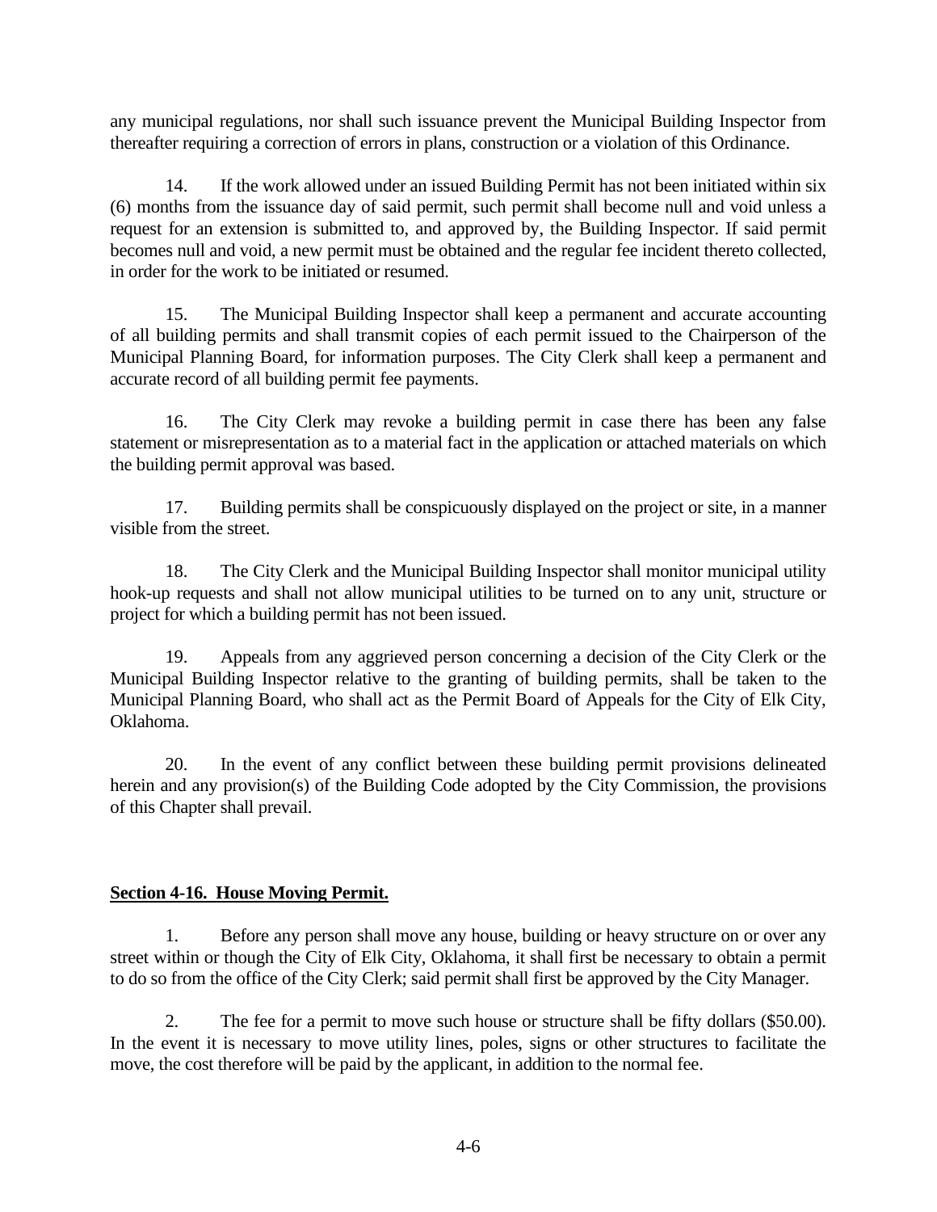any municipal regulations, nor shall such issuance prevent the Municipal Building Inspector from thereafter requiring a correction of errors in plans, construction or a violation of this Ordinance.

14. If the work allowed under an issued Building Permit has not been initiated within six (6) months from the issuance day of said permit, such permit shall become null and void unless a request for an extension is submitted to, and approved by, the Building Inspector. If said permit becomes null and void, a new permit must be obtained and the regular fee incident thereto collected, in order for the work to be initiated or resumed.

15. The Municipal Building Inspector shall keep a permanent and accurate accounting of all building permits and shall transmit copies of each permit issued to the Chairperson of the Municipal Planning Board, for information purposes. The City Clerk shall keep a permanent and accurate record of all building permit fee payments.

16. The City Clerk may revoke a building permit in case there has been any false statement or misrepresentation as to a material fact in the application or attached materials on which the building permit approval was based.

17. Building permits shall be conspicuously displayed on the project or site, in a manner visible from the street.

18. The City Clerk and the Municipal Building Inspector shall monitor municipal utility hook-up requests and shall not allow municipal utilities to be turned on to any unit, structure or project for which a building permit has not been issued.

19. Appeals from any aggrieved person concerning a decision of the City Clerk or the Municipal Building Inspector relative to the granting of building permits, shall be taken to the Municipal Planning Board, who shall act as the Permit Board of Appeals for the City of Elk City, Oklahoma.

20. In the event of any conflict between these building permit provisions delineated herein and any provision(s) of the Building Code adopted by the City Commission, the provisions of this Chapter shall prevail.

**Section 4-16. House Moving Permit.**

1. Before any person shall move any house, building or heavy structure on or over any street within or though the City of Elk City, Oklahoma, it shall first be necessary to obtain a permit to do so from the office of the City Clerk; said permit shall first be approved by the City Manager.

2. The fee for a permit to move such house or structure shall be fifty dollars ($50.00). In the event it is necessary to move utility lines, poles, signs or other structures to facilitate the move, the cost therefore will be paid by the applicant, in addition to the normal fee.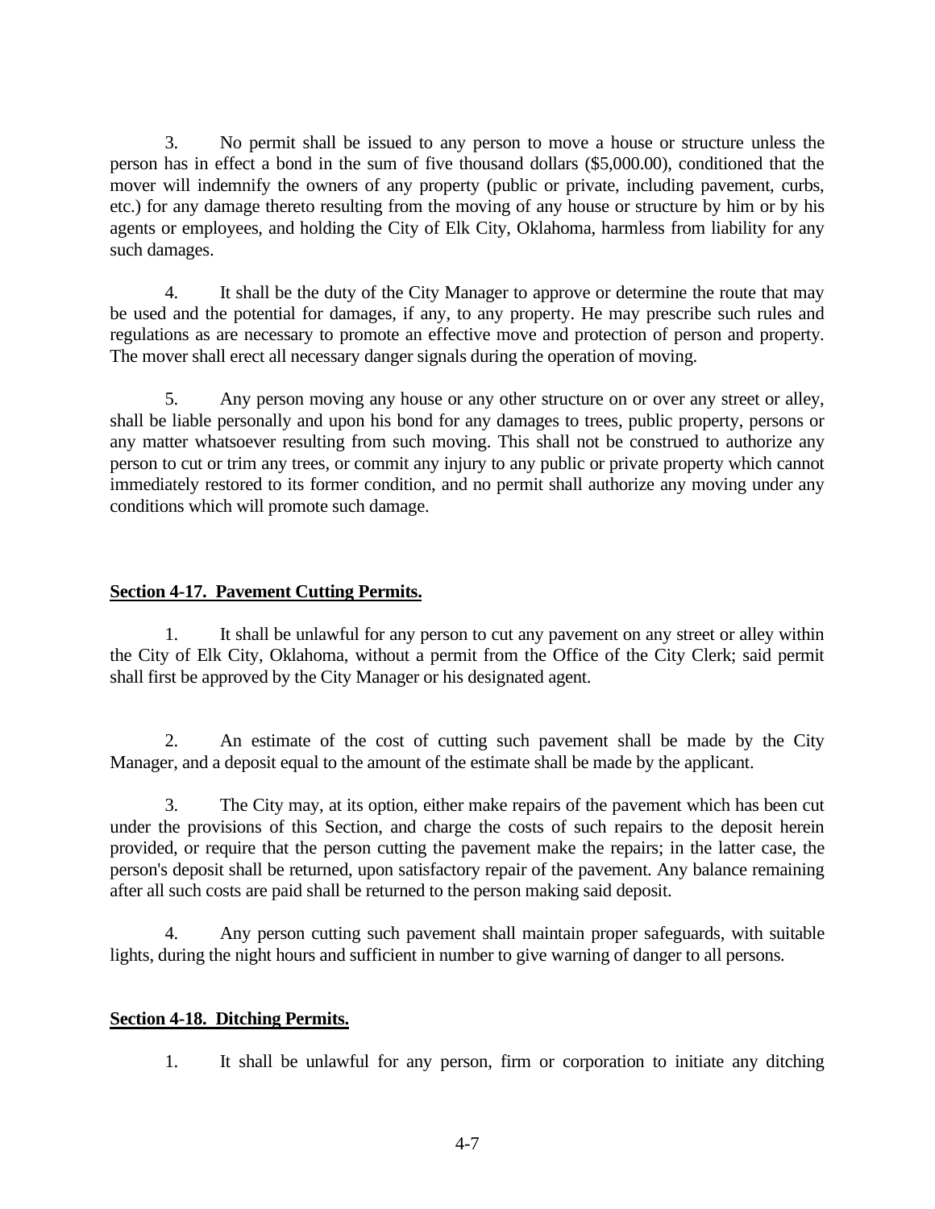3. No permit shall be issued to any person to move a house or structure unless the person has in effect a bond in the sum of five thousand dollars ($5,000.00), conditioned that the mover will indemnify the owners of any property (public or private, including pavement, curbs, etc.) for any damage thereto resulting from the moving of any house or structure by him or by his agents or employees, and holding the City of Elk City, Oklahoma, harmless from liability for any such damages.

4. It shall be the duty of the City Manager to approve or determine the route that may be used and the potential for damages, if any, to any property. He may prescribe such rules and regulations as are necessary to promote an effective move and protection of person and property. The mover shall erect all necessary danger signals during the operation of moving.

5. Any person moving any house or any other structure on or over any street or alley, shall be liable personally and upon his bond for any damages to trees, public property, persons or any matter whatsoever resulting from such moving. This shall not be construed to authorize any person to cut or trim any trees, or commit any injury to any public or private property which cannot immediately restored to its former condition, and no permit shall authorize any moving under any conditions which will promote such damage.

**Section 4-17. Pavement Cutting Permits.**

1. It shall be unlawful for any person to cut any pavement on any street or alley within the City of Elk City, Oklahoma, without a permit from the Office of the City Clerk; said permit shall first be approved by the City Manager or his designated agent.

2. An estimate of the cost of cutting such pavement shall be made by the City Manager, and a deposit equal to the amount of the estimate shall be made by the applicant.

3. The City may, at its option, either make repairs of the pavement which has been cut under the provisions of this Section, and charge the costs of such repairs to the deposit herein provided, or require that the person cutting the pavement make the repairs; in the latter case, the person's deposit shall be returned, upon satisfactory repair of the pavement. Any balance remaining after all such costs are paid shall be returned to the person making said deposit.

4. Any person cutting such pavement shall maintain proper safeguards, with suitable lights, during the night hours and sufficient in number to give warning of danger to all persons.

**Section 4-18. Ditching Permits.**

1. It shall be unlawful for any person, firm or corporation to initiate any ditching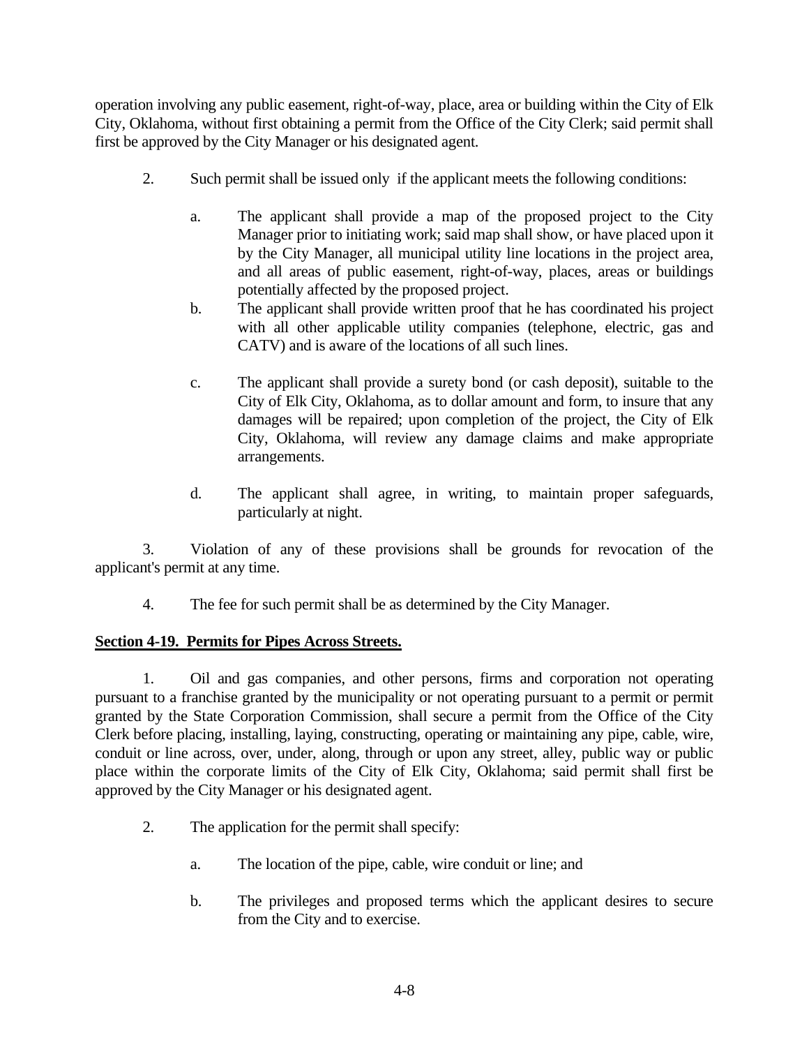operation involving any public easement, right-of-way, place, area or building within the City of Elk City, Oklahoma, without first obtaining a permit from the Office of the City Clerk; said permit shall first be approved by the City Manager or his designated agent.

2. Such permit shall be issued only if the applicant meets the following conditions:

   a. The applicant shall provide a map of the proposed project to the City Manager prior to initiating work; said map shall show, or have placed upon it by the City Manager, all municipal utility line locations in the project area, and all areas of public easement, right-of-way, places, areas or buildings potentially affected by the proposed project.

   b. The applicant shall provide written proof that he has coordinated his project with all other applicable utility companies (telephone, electric, gas and CATV) and is aware of the locations of all such lines.

   c. The applicant shall provide a surety bond (or cash deposit), suitable to the City of Elk City, Oklahoma, as to dollar amount and form, to insure that any damages will be repaired; upon completion of the project, the City of Elk City, Oklahoma, will review any damage claims and make appropriate arrangements.

   d. The applicant shall agree, in writing, to maintain proper safeguards, particularly at night.

3. Violation of any of these provisions shall be grounds for revocation of the applicant's permit at any time.

4. The fee for such permit shall be as determined by the City Manager.

**Section 4-19. Permits for Pipes Across Streets.**

1. Oil and gas companies, and other persons, firms and corporation not operating pursuant to a franchise granted by the municipality or not operating pursuant to a permit or permit granted by the State Corporation Commission, shall secure a permit from the Office of the City Clerk before placing, installing, laying, constructing, operating or maintaining any pipe, cable, wire, conduit or line across, over, under, along, through or upon any street, alley, public way or public place within the corporate limits of the City of Elk City, Oklahoma; said permit shall first be approved by the City Manager or his designated agent.

2. The application for the permit shall specify:

   a. The location of the pipe, cable, wire conduit or line; and

   b. The privileges and proposed terms which the applicant desires to secure from the City and to exercise.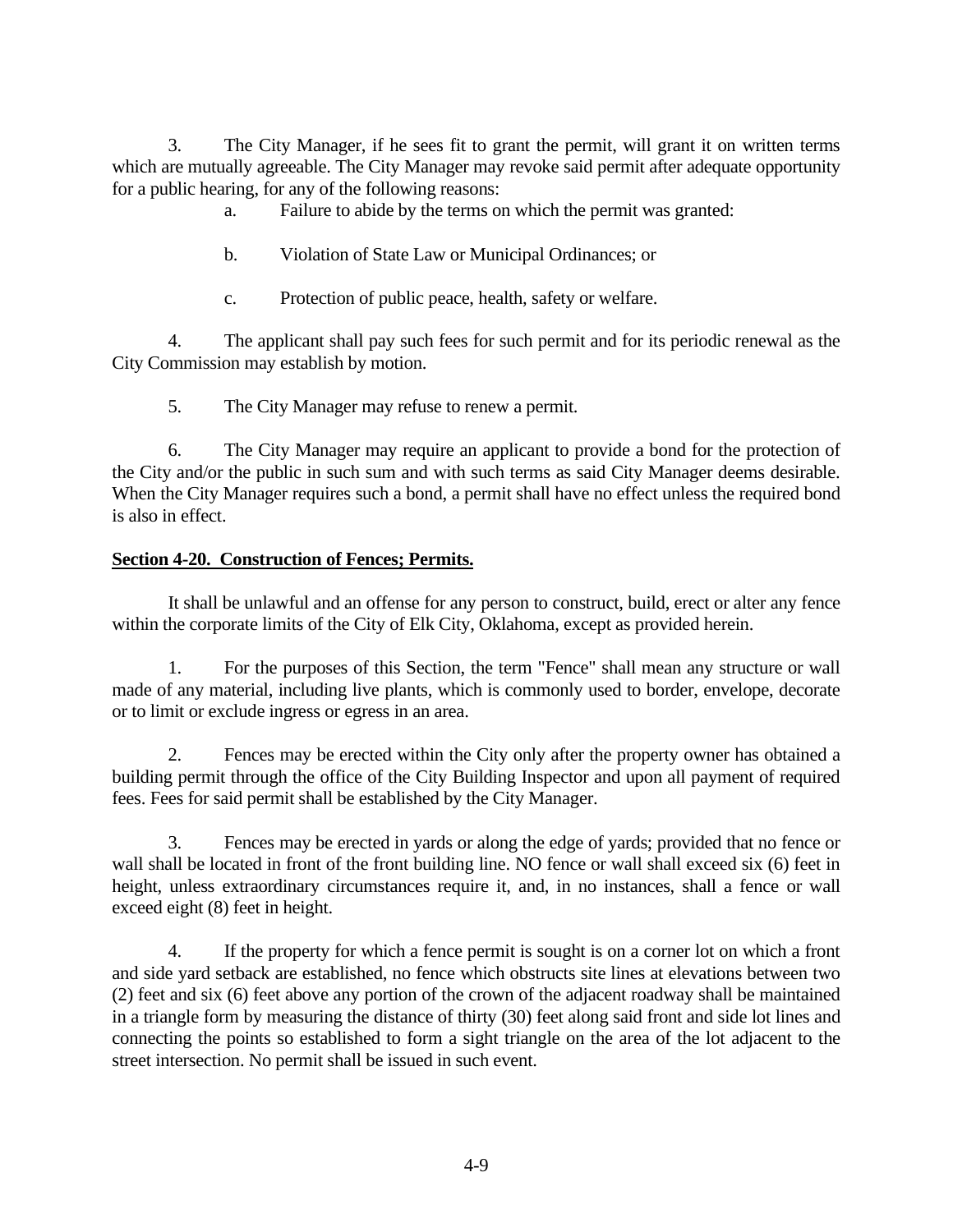3. The City Manager, if he sees fit to grant the permit, will grant it on written terms which are mutually agreeable. The City Manager may revoke said permit after adequate opportunity for a public hearing, for any of the following reasons:

   a. Failure to abide by the terms on which the permit was granted:

   b. Violation of State Law or Municipal Ordinances; or

   c. Protection of public peace, health, safety or welfare.

4. The applicant shall pay such fees for such permit and for its periodic renewal as the City Commission may establish by motion.

5. The City Manager may refuse to renew a permit.

6. The City Manager may require an applicant to provide a bond for the protection of the City and/or the public in such sum and with such terms as said City Manager deems desirable. When the City Manager requires such a bond, a permit shall have no effect unless the required bond is also in effect.

**Section 4-20. Construction of Fences; Permits.**

It shall be unlawful and an offense for any person to construct, build, erect or alter any fence within the corporate limits of the City of Elk City, Oklahoma, except as provided herein.

1. For the purposes of this Section, the term "Fence" shall mean any structure or wall made of any material, including live plants, which is commonly used to border, envelope, decorate or to limit or exclude ingress or egress in an area.

2. Fences may be erected within the City only after the property owner has obtained a building permit through the office of the City Building Inspector and upon all payment of required fees. Fees for said permit shall be established by the City Manager.

3. Fences may be erected in yards or along the edge of yards; provided that no fence or wall shall be located in front of the front building line. NO fence or wall shall exceed six (6) feet in height, unless extraordinary circumstances require it, and, in no instances, shall a fence or wall exceed eight (8) feet in height.

4. If the property for which a fence permit is sought is on a corner lot on which a front and side yard setback are established, no fence which obstructs site lines at elevations between two (2) feet and six (6) feet above any portion of the crown of the adjacent roadway shall be maintained in a triangle form by measuring the distance of thirty (30) feet along said front and side lot lines and connecting the points so established to form a sight triangle on the area of the lot adjacent to the street intersection. No permit shall be issued in such event.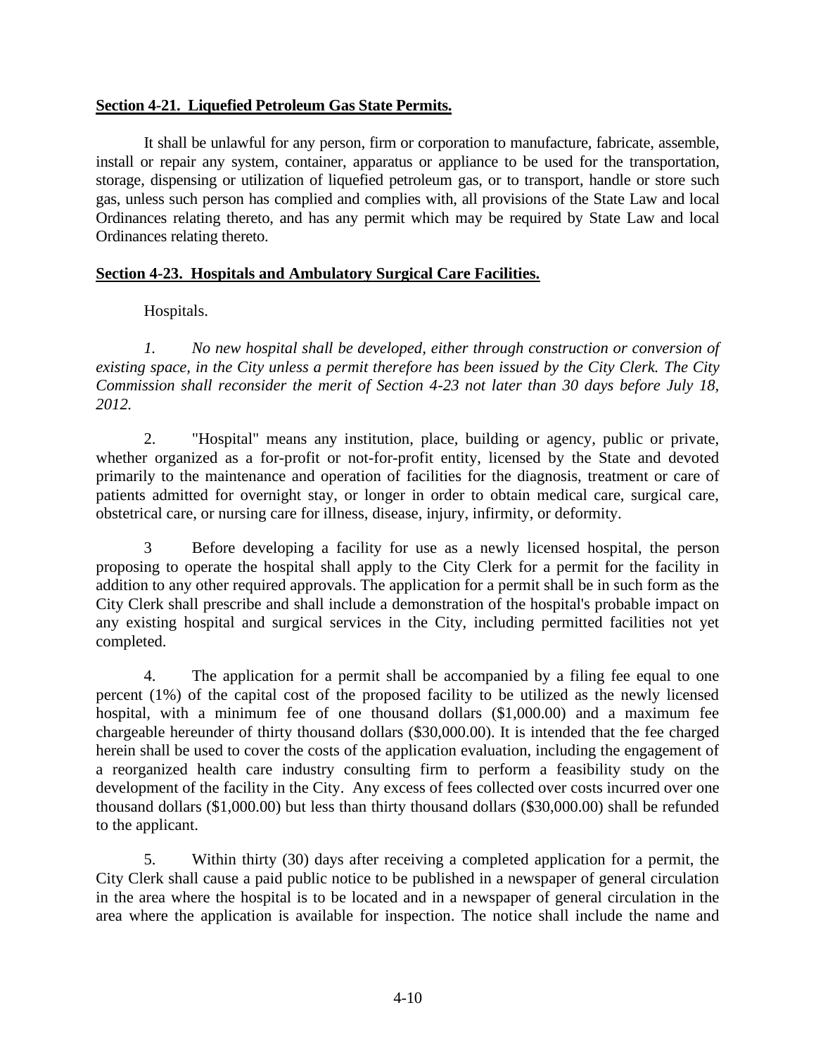**Section 4-21. Liquefied Petroleum Gas State Permits.**

It shall be unlawful for any person, firm or corporation to manufacture, fabricate, assemble, install or repair any system, container, apparatus or appliance to be used for the transportation, storage, dispensing or utilization of liquefied petroleum gas, or to transport, handle or store such gas, unless such person has complied and complies with, all provisions of the State Law and local Ordinances relating thereto, and has any permit which may be required by State Law and local Ordinances relating thereto.

**Section 4-23. Hospitals and Ambulatory Surgical Care Facilities.**

Hospitals.

*1. No new hospital shall be developed, either through construction or conversion of existing space, in the City unless a permit therefore has been issued by the City Clerk. The City Commission shall reconsider the merit of Section 4-23 not later than 30 days before July 18, 2012.*

2. "Hospital" means any institution, place, building or agency, public or private, whether organized as a for-profit or not-for-profit entity, licensed by the State and devoted primarily to the maintenance and operation of facilities for the diagnosis, treatment or care of patients admitted for overnight stay, or longer in order to obtain medical care, surgical care, obstetrical care, or nursing care for illness, disease, injury, infirmity, or deformity.

3 Before developing a facility for use as a newly licensed hospital, the person proposing to operate the hospital shall apply to the City Clerk for a permit for the facility in addition to any other required approvals. The application for a permit shall be in such form as the City Clerk shall prescribe and shall include a demonstration of the hospital's probable impact on any existing hospital and surgical services in the City, including permitted facilities not yet completed.

4. The application for a permit shall be accompanied by a filing fee equal to one percent (1%) of the capital cost of the proposed facility to be utilized as the newly licensed hospital, with a minimum fee of one thousand dollars ($1,000.00) and a maximum fee chargeable hereunder of thirty thousand dollars ($30,000.00). It is intended that the fee charged herein shall be used to cover the costs of the application evaluation, including the engagement of a reorganized health care industry consulting firm to perform a feasibility study on the development of the facility in the City. Any excess of fees collected over costs incurred over one thousand dollars ($1,000.00) but less than thirty thousand dollars ($30,000.00) shall be refunded to the applicant.

5. Within thirty (30) days after receiving a completed application for a permit, the City Clerk shall cause a paid public notice to be published in a newspaper of general circulation in the area where the hospital is to be located and in a newspaper of general circulation in the area where the application is available for inspection. The notice shall include the name and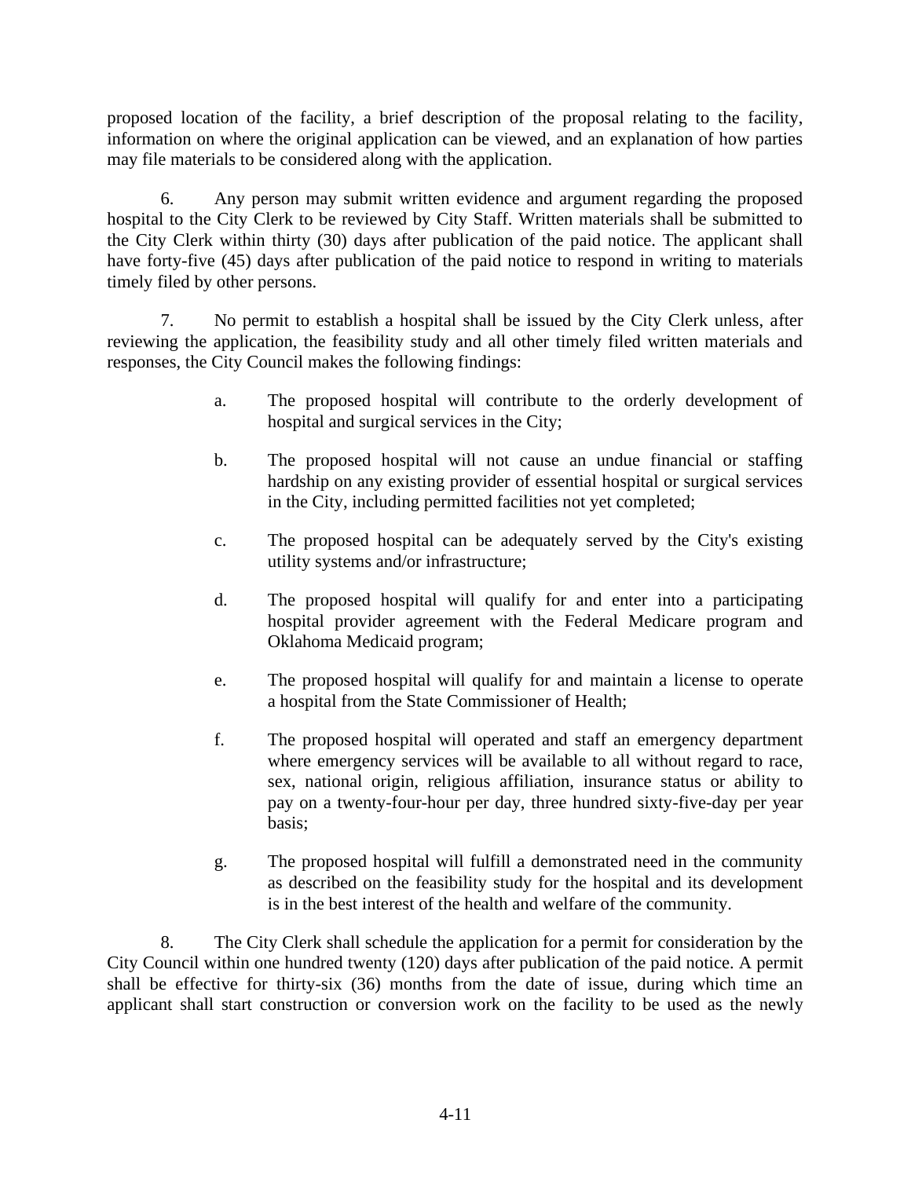proposed location of the facility, a brief description of the proposal relating to the facility, information on where the original application can be viewed, and an explanation of how parties may file materials to be considered along with the application.

6. Any person may submit written evidence and argument regarding the proposed hospital to the City Clerk to be reviewed by City Staff. Written materials shall be submitted to the City Clerk within thirty (30) days after publication of the paid notice. The applicant shall have forty-five (45) days after publication of the paid notice to respond in writing to materials timely filed by other persons.

7. No permit to establish a hospital shall be issued by the City Clerk unless, after reviewing the application, the feasibility study and all other timely filed written materials and responses, the City Council makes the following findings:

   a. The proposed hospital will contribute to the orderly development of hospital and surgical services in the City;

   b. The proposed hospital will not cause an undue financial or staffing hardship on any existing provider of essential hospital or surgical services in the City, including permitted facilities not yet completed;

   c. The proposed hospital can be adequately served by the City's existing utility systems and/or infrastructure;

   d. The proposed hospital will qualify for and enter into a participating hospital provider agreement with the Federal Medicare program and Oklahoma Medicaid program;

   e. The proposed hospital will qualify for and maintain a license to operate a hospital from the State Commissioner of Health;

   f. The proposed hospital will operated and staff an emergency department where emergency services will be available to all without regard to race, sex, national origin, religious affiliation, insurance status or ability to pay on a twenty-four-hour per day, three hundred sixty-five-day per year basis;

   g. The proposed hospital will fulfill a demonstrated need in the community as described on the feasibility study for the hospital and its development is in the best interest of the health and welfare of the community.

8. The City Clerk shall schedule the application for a permit for consideration by the City Council within one hundred twenty (120) days after publication of the paid notice. A permit shall be effective for thirty-six (36) months from the date of issue, during which time an applicant shall start construction or conversion work on the facility to be used as the newly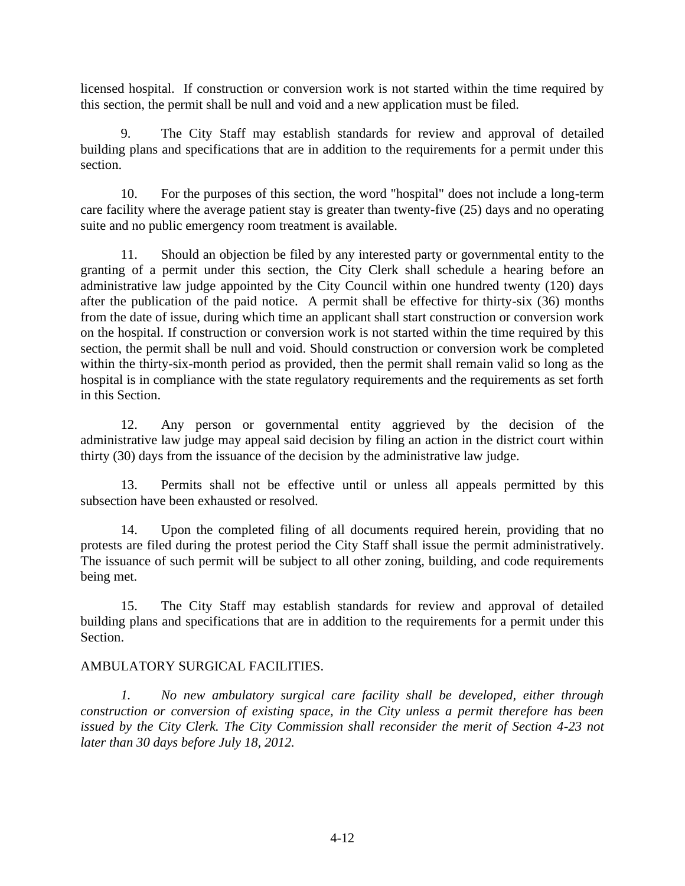licensed hospital. If construction or conversion work is not started within the time required by this section, the permit shall be null and void and a new application must be filed.

9. The City Staff may establish standards for review and approval of detailed building plans and specifications that are in addition to the requirements for a permit under this section.

10. For the purposes of this section, the word "hospital" does not include a long-term care facility where the average patient stay is greater than twenty-five (25) days and no operating suite and no public emergency room treatment is available.

11. Should an objection be filed by any interested party or governmental entity to the granting of a permit under this section, the City Clerk shall schedule a hearing before an administrative law judge appointed by the City Council within one hundred twenty (120) days after the publication of the paid notice. A permit shall be effective for thirty-six (36) months from the date of issue, during which time an applicant shall start construction or conversion work on the hospital. If construction or conversion work is not started within the time required by this section, the permit shall be null and void. Should construction or conversion work be completed within the thirty-six-month period as provided, then the permit shall remain valid so long as the hospital is in compliance with the state regulatory requirements and the requirements as set forth in this Section.

12. Any person or governmental entity aggrieved by the decision of the administrative law judge may appeal said decision by filing an action in the district court within thirty (30) days from the issuance of the decision by the administrative law judge.

13. Permits shall not be effective until or unless all appeals permitted by this subsection have been exhausted or resolved.

14. Upon the completed filing of all documents required herein, providing that no protests are filed during the protest period the City Staff shall issue the permit administratively. The issuance of such permit will be subject to all other zoning, building, and code requirements being met.

15. The City Staff may establish standards for review and approval of detailed building plans and specifications that are in addition to the requirements for a permit under this Section.

AMBULATORY SURGICAL FACILITIES.

*1. No new ambulatory surgical care facility shall be developed, either through construction or conversion of existing space, in the City unless a permit therefore has been issued by the City Clerk. The City Commission shall reconsider the merit of Section 4-23 not later than 30 days before July 18, 2012.*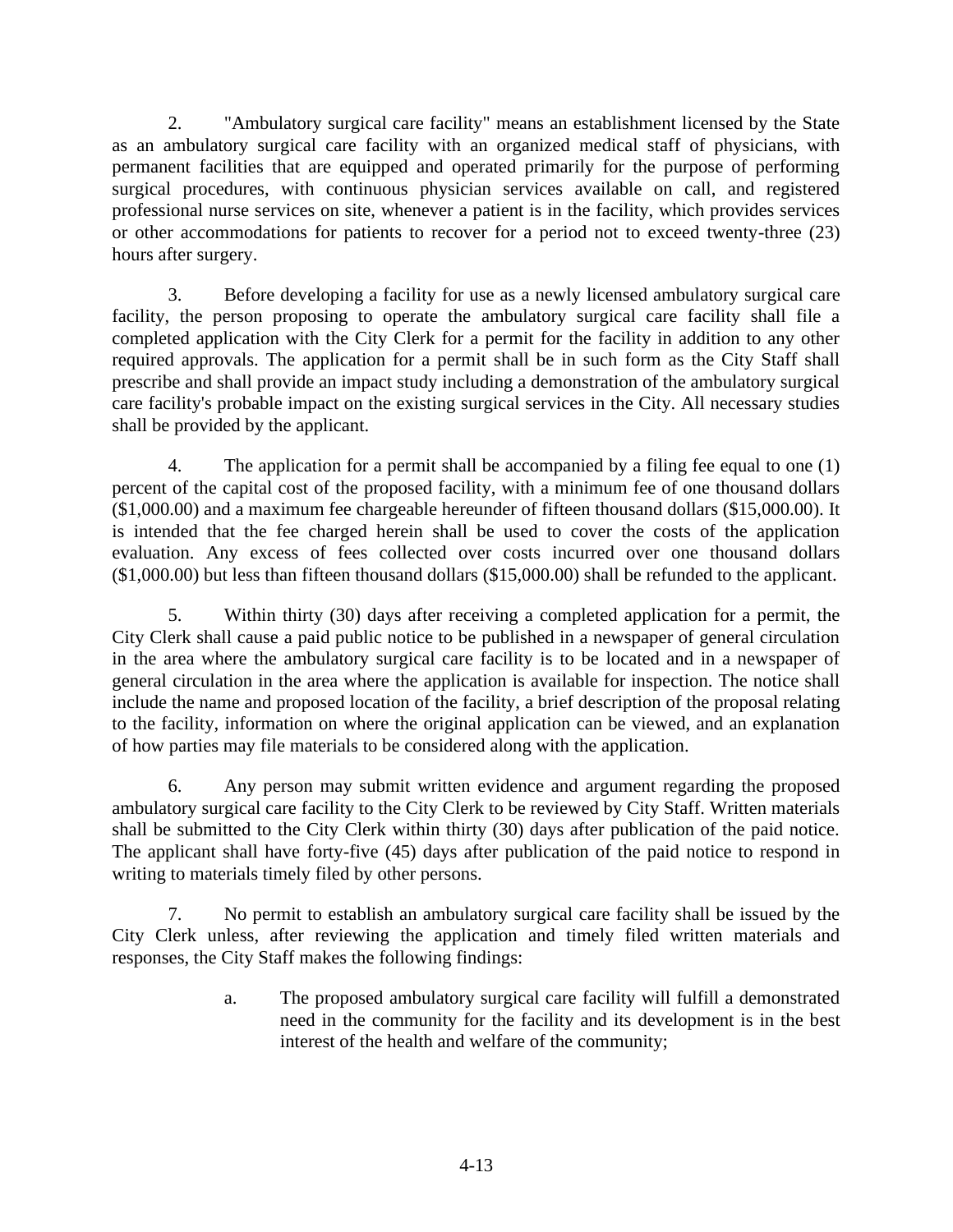2. "Ambulatory surgical care facility" means an establishment licensed by the State as an ambulatory surgical care facility with an organized medical staff of physicians, with permanent facilities that are equipped and operated primarily for the purpose of performing surgical procedures, with continuous physician services available on call, and registered professional nurse services on site, whenever a patient is in the facility, which provides services or other accommodations for patients to recover for a period not to exceed twenty-three (23) hours after surgery.

3. Before developing a facility for use as a newly licensed ambulatory surgical care facility, the person proposing to operate the ambulatory surgical care facility shall file a completed application with the City Clerk for a permit for the facility in addition to any other required approvals. The application for a permit shall be in such form as the City Staff shall prescribe and shall provide an impact study including a demonstration of the ambulatory surgical care facility's probable impact on the existing surgical services in the City. All necessary studies shall be provided by the applicant.

4. The application for a permit shall be accompanied by a filing fee equal to one (1) percent of the capital cost of the proposed facility, with a minimum fee of one thousand dollars ($1,000.00) and a maximum fee chargeable hereunder of fifteen thousand dollars ($15,000.00). It is intended that the fee charged herein shall be used to cover the costs of the application evaluation. Any excess of fees collected over costs incurred over one thousand dollars ($1,000.00) but less than fifteen thousand dollars ($15,000.00) shall be refunded to the applicant.

5. Within thirty (30) days after receiving a completed application for a permit, the City Clerk shall cause a paid public notice to be published in a newspaper of general circulation in the area where the ambulatory surgical care facility is to be located and in a newspaper of general circulation in the area where the application is available for inspection. The notice shall include the name and proposed location of the facility, a brief description of the proposal relating to the facility, information on where the original application can be viewed, and an explanation of how parties may file materials to be considered along with the application.

6. Any person may submit written evidence and argument regarding the proposed ambulatory surgical care facility to the City Clerk to be reviewed by City Staff. Written materials shall be submitted to the City Clerk within thirty (30) days after publication of the paid notice. The applicant shall have forty-five (45) days after publication of the paid notice to respond in writing to materials timely filed by other persons.

7. No permit to establish an ambulatory surgical care facility shall be issued by the City Clerk unless, after reviewing the application and timely filed written materials and responses, the City Staff makes the following findings:

   a. The proposed ambulatory surgical care facility will fulfill a demonstrated need in the community for the facility and its development is in the best interest of the health and welfare of the community;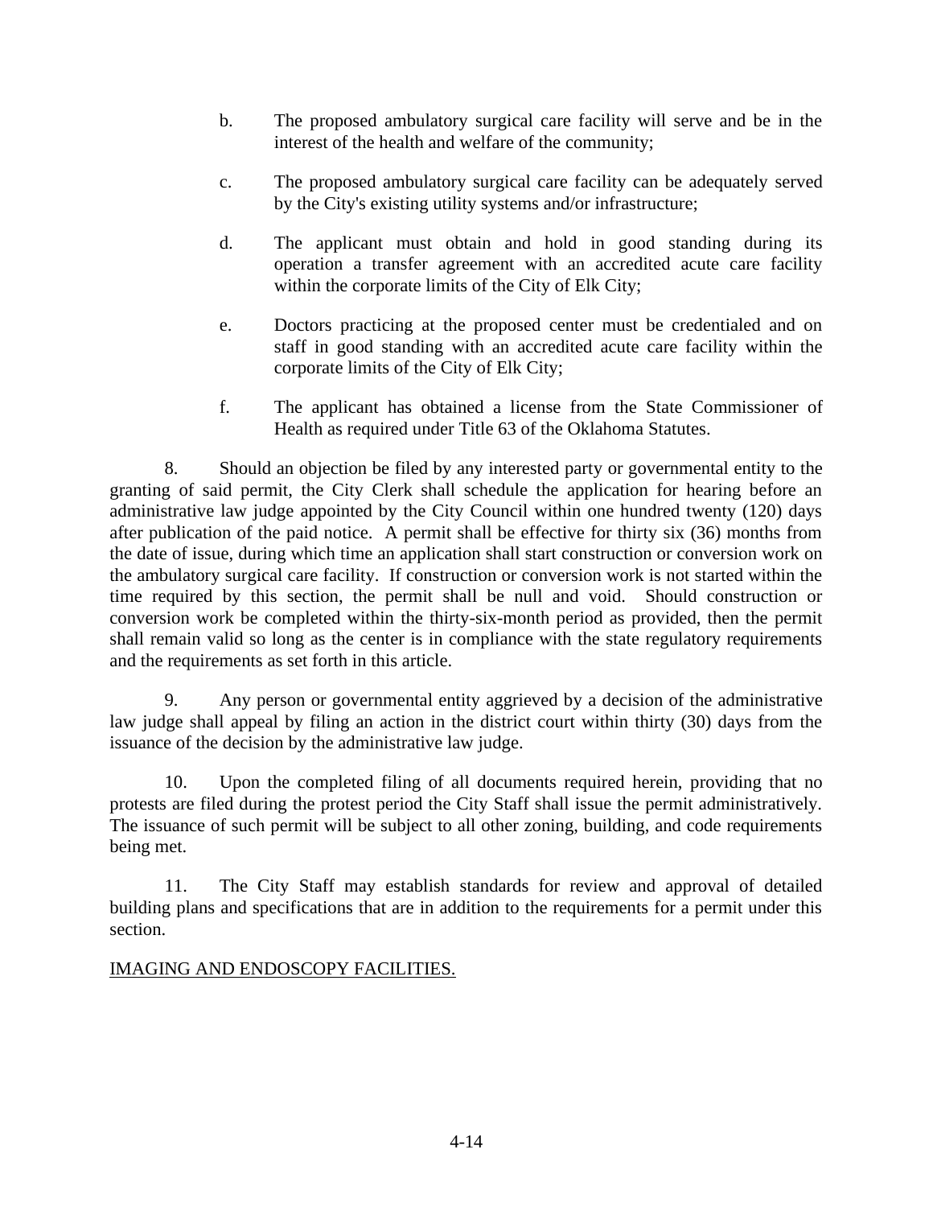b. The proposed ambulatory surgical care facility will serve and be in the interest of the health and welfare of the community;

c. The proposed ambulatory surgical care facility can be adequately served by the City's existing utility systems and/or infrastructure;

d. The applicant must obtain and hold in good standing during its operation a transfer agreement with an accredited acute care facility within the corporate limits of the City of Elk City;

e. Doctors practicing at the proposed center must be credentialed and on staff in good standing with an accredited acute care facility within the corporate limits of the City of Elk City;

f. The applicant has obtained a license from the State Commissioner of Health as required under Title 63 of the Oklahoma Statutes.

8. Should an objection be filed by any interested party or governmental entity to the granting of said permit, the City Clerk shall schedule the application for hearing before an administrative law judge appointed by the City Council within one hundred twenty (120) days after publication of the paid notice. A permit shall be effective for thirty six (36) months from the date of issue, during which time an application shall start construction or conversion work on the ambulatory surgical care facility. If construction or conversion work is not started within the time required by this section, the permit shall be null and void. Should construction or conversion work be completed within the thirty-six-month period as provided, then the permit shall remain valid so long as the center is in compliance with the state regulatory requirements and the requirements as set forth in this article.

9. Any person or governmental entity aggrieved by a decision of the administrative law judge shall appeal by filing an action in the district court within thirty (30) days from the issuance of the decision by the administrative law judge.

10. Upon the completed filing of all documents required herein, providing that no protests are filed during the protest period the City Staff shall issue the permit administratively. The issuance of such permit will be subject to all other zoning, building, and code requirements being met.

11. The City Staff may establish standards for review and approval of detailed building plans and specifications that are in addition to the requirements for a permit under this section.

<u>IMAGING AND ENDOSCOPY FACILITIES.</u>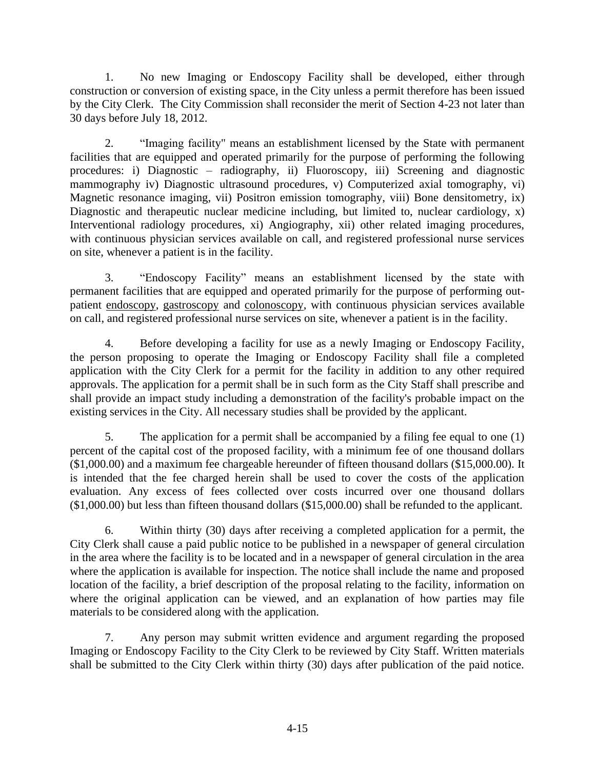1. No new Imaging or Endoscopy Facility shall be developed, either through construction or conversion of existing space, in the City unless a permit therefore has been issued by the City Clerk. The City Commission shall reconsider the merit of Section 4-23 not later than 30 days before July 18, 2012.

2. "Imaging facility" means an establishment licensed by the State with permanent facilities that are equipped and operated primarily for the purpose of performing the following procedures: i) Diagnostic – radiography, ii) Fluoroscopy, iii) Screening and diagnostic mammography iv) Diagnostic ultrasound procedures, v) Computerized axial tomography, vi) Magnetic resonance imaging, vii) Positron emission tomography, viii) Bone densitometry, ix) Diagnostic and therapeutic nuclear medicine including, but limited to, nuclear cardiology, x) Interventional radiology procedures, xi) Angiography, xii) other related imaging procedures, with continuous physician services available on call, and registered professional nurse services on site, whenever a patient is in the facility.

3. "Endoscopy Facility" means an establishment licensed by the state with permanent facilities that are equipped and operated primarily for the purpose of performing out-patient endoscopy, gastroscopy and colonoscopy, with continuous physician services available on call, and registered professional nurse services on site, whenever a patient is in the facility.

4. Before developing a facility for use as a newly Imaging or Endoscopy Facility, the person proposing to operate the Imaging or Endoscopy Facility shall file a completed application with the City Clerk for a permit for the facility in addition to any other required approvals. The application for a permit shall be in such form as the City Staff shall prescribe and shall provide an impact study including a demonstration of the facility's probable impact on the existing services in the City. All necessary studies shall be provided by the applicant.

5. The application for a permit shall be accompanied by a filing fee equal to one (1) percent of the capital cost of the proposed facility, with a minimum fee of one thousand dollars ($1,000.00) and a maximum fee chargeable hereunder of fifteen thousand dollars ($15,000.00). It is intended that the fee charged herein shall be used to cover the costs of the application evaluation. Any excess of fees collected over costs incurred over one thousand dollars ($1,000.00) but less than fifteen thousand dollars ($15,000.00) shall be refunded to the applicant.

6. Within thirty (30) days after receiving a completed application for a permit, the City Clerk shall cause a paid public notice to be published in a newspaper of general circulation in the area where the facility is to be located and in a newspaper of general circulation in the area where the application is available for inspection. The notice shall include the name and proposed location of the facility, a brief description of the proposal relating to the facility, information on where the original application can be viewed, and an explanation of how parties may file materials to be considered along with the application.

7. Any person may submit written evidence and argument regarding the proposed Imaging or Endoscopy Facility to the City Clerk to be reviewed by City Staff. Written materials shall be submitted to the City Clerk within thirty (30) days after publication of the paid notice.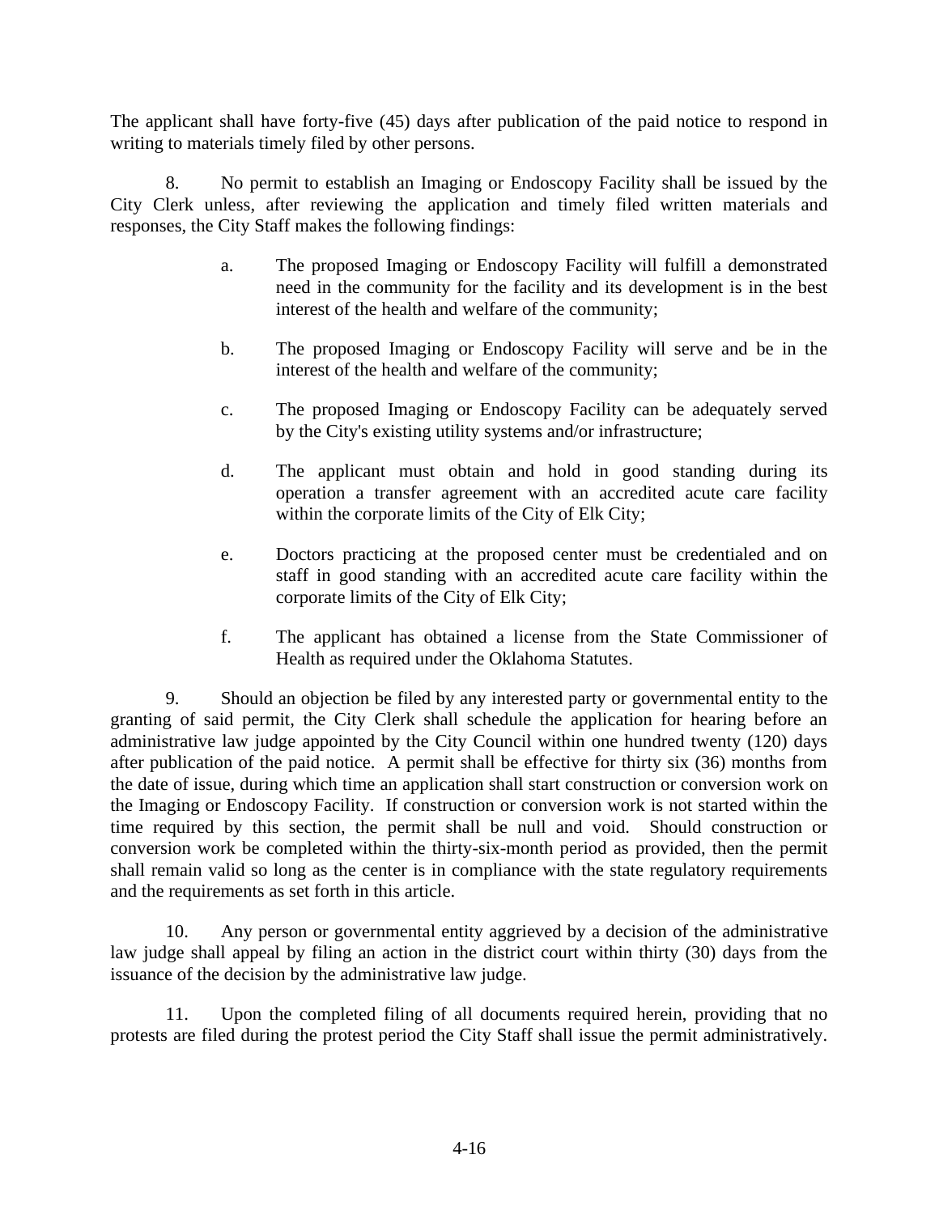The applicant shall have forty-five (45) days after publication of the paid notice to respond in writing to materials timely filed by other persons.

8. No permit to establish an Imaging or Endoscopy Facility shall be issued by the City Clerk unless, after reviewing the application and timely filed written materials and responses, the City Staff makes the following findings:

   a. The proposed Imaging or Endoscopy Facility will fulfill a demonstrated need in the community for the facility and its development is in the best interest of the health and welfare of the community;

   b. The proposed Imaging or Endoscopy Facility will serve and be in the interest of the health and welfare of the community;

   c. The proposed Imaging or Endoscopy Facility can be adequately served by the City's existing utility systems and/or infrastructure;

   d. The applicant must obtain and hold in good standing during its operation a transfer agreement with an accredited acute care facility within the corporate limits of the City of Elk City;

   e. Doctors practicing at the proposed center must be credentialed and on staff in good standing with an accredited acute care facility within the corporate limits of the City of Elk City;

   f. The applicant has obtained a license from the State Commissioner of Health as required under the Oklahoma Statutes.

9. Should an objection be filed by any interested party or governmental entity to the granting of said permit, the City Clerk shall schedule the application for hearing before an administrative law judge appointed by the City Council within one hundred twenty (120) days after publication of the paid notice. A permit shall be effective for thirty six (36) months from the date of issue, during which time an application shall start construction or conversion work on the Imaging or Endoscopy Facility. If construction or conversion work is not started within the time required by this section, the permit shall be null and void. Should construction or conversion work be completed within the thirty-six-month period as provided, then the permit shall remain valid so long as the center is in compliance with the state regulatory requirements and the requirements as set forth in this article.

10. Any person or governmental entity aggrieved by a decision of the administrative law judge shall appeal by filing an action in the district court within thirty (30) days from the issuance of the decision by the administrative law judge.

11. Upon the completed filing of all documents required herein, providing that no protests are filed during the protest period the City Staff shall issue the permit administratively.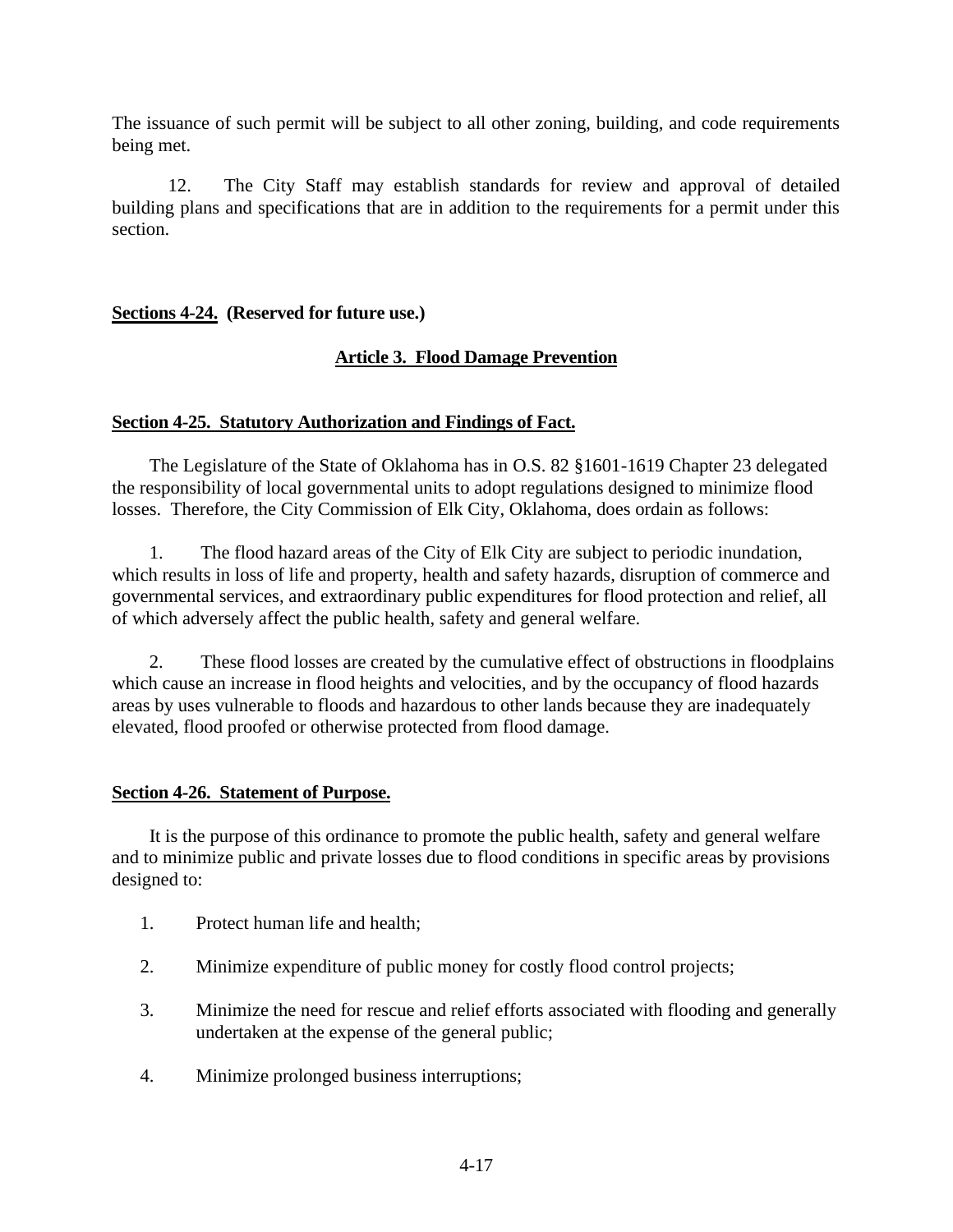The issuance of such permit will be subject to all other zoning, building, and code requirements being met.

12. The City Staff may establish standards for review and approval of detailed building plans and specifications that are in addition to the requirements for a permit under this section.

**Sections 4-24. (Reserved for future use.)**

## Article 3. Flood Damage Prevention

### Section 4-25. Statutory Authorization and Findings of Fact.

The Legislature of the State of Oklahoma has in O.S. 82 §1601-1619 Chapter 23 delegated the responsibility of local governmental units to adopt regulations designed to minimize flood losses. Therefore, the City Commission of Elk City, Oklahoma, does ordain as follows:

1. The flood hazard areas of the City of Elk City are subject to periodic inundation, which results in loss of life and property, health and safety hazards, disruption of commerce and governmental services, and extraordinary public expenditures for flood protection and relief, all of which adversely affect the public health, safety and general welfare.

2. These flood losses are created by the cumulative effect of obstructions in floodplains which cause an increase in flood heights and velocities, and by the occupancy of flood hazards areas by uses vulnerable to floods and hazardous to other lands because they are inadequately elevated, flood proofed or otherwise protected from flood damage.

### Section 4-26. Statement of Purpose.

It is the purpose of this ordinance to promote the public health, safety and general welfare and to minimize public and private losses due to flood conditions in specific areas by provisions designed to:

1. Protect human life and health;
2. Minimize expenditure of public money for costly flood control projects;
3. Minimize the need for rescue and relief efforts associated with flooding and generally undertaken at the expense of the general public;
4. Minimize prolonged business interruptions;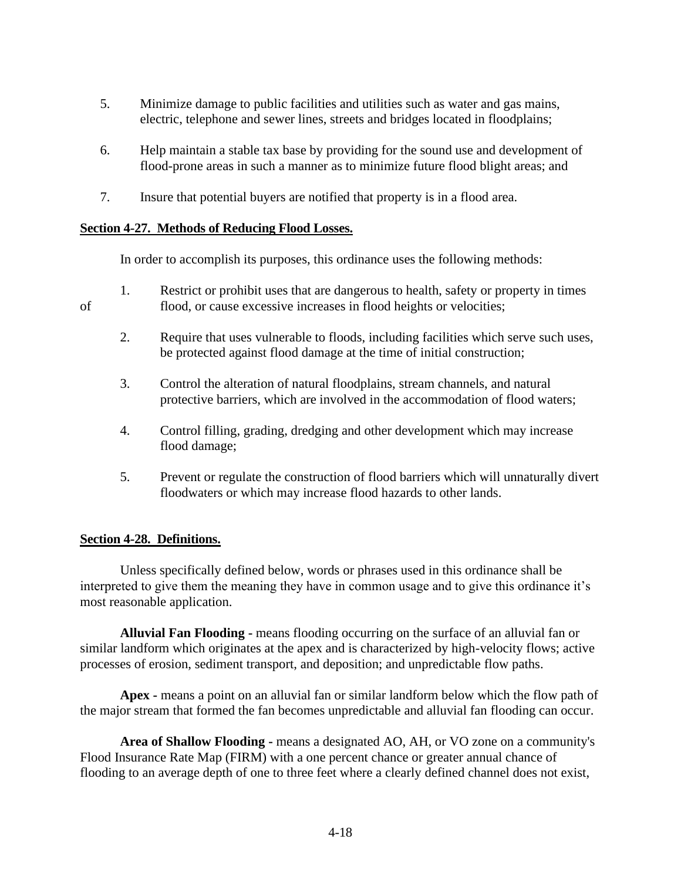5. Minimize damage to public facilities and utilities such as water and gas mains, electric, telephone and sewer lines, streets and bridges located in floodplains;

6. Help maintain a stable tax base by providing for the sound use and development of flood-prone areas in such a manner as to minimize future flood blight areas; and

7. Insure that potential buyers are notified that property is in a flood area.

**Section 4-27. Methods of Reducing Flood Losses.**

In order to accomplish its purposes, this ordinance uses the following methods:

1. Restrict or prohibit uses that are dangerous to health, safety or property in times of flood, or cause excessive increases in flood heights or velocities;

2. Require that uses vulnerable to floods, including facilities which serve such uses, be protected against flood damage at the time of initial construction;

3. Control the alteration of natural floodplains, stream channels, and natural protective barriers, which are involved in the accommodation of flood waters;

4. Control filling, grading, dredging and other development which may increase flood damage;

5. Prevent or regulate the construction of flood barriers which will unnaturally divert floodwaters or which may increase flood hazards to other lands.

**Section 4-28. Definitions.**

Unless specifically defined below, words or phrases used in this ordinance shall be interpreted to give them the meaning they have in common usage and to give this ordinance it's most reasonable application.

**Alluvial Fan Flooding -** means flooding occurring on the surface of an alluvial fan or similar landform which originates at the apex and is characterized by high-velocity flows; active processes of erosion, sediment transport, and deposition; and unpredictable flow paths.

**Apex -** means a point on an alluvial fan or similar landform below which the flow path of the major stream that formed the fan becomes unpredictable and alluvial fan flooding can occur.

**Area of Shallow Flooding -** means a designated AO, AH, or VO zone on a community's Flood Insurance Rate Map (FIRM) with a one percent chance or greater annual chance of flooding to an average depth of one to three feet where a clearly defined channel does not exist,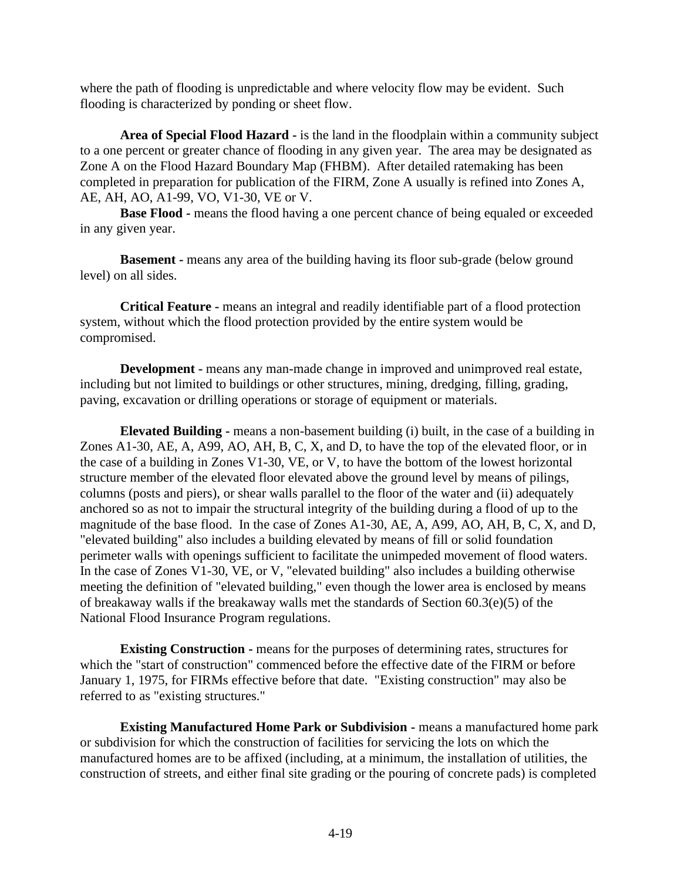where the path of flooding is unpredictable and where velocity flow may be evident. Such flooding is characterized by ponding or sheet flow.

**Area of Special Flood Hazard -** is the land in the floodplain within a community subject to a one percent or greater chance of flooding in any given year. The area may be designated as Zone A on the Flood Hazard Boundary Map (FHBM). After detailed ratemaking has been completed in preparation for publication of the FIRM, Zone A usually is refined into Zones A, AE, AH, AO, A1-99, VO, V1-30, VE or V.

**Base Flood -** means the flood having a one percent chance of being equaled or exceeded in any given year.

**Basement -** means any area of the building having its floor sub-grade (below ground level) on all sides.

**Critical Feature -** means an integral and readily identifiable part of a flood protection system, without which the flood protection provided by the entire system would be compromised.

**Development -** means any man-made change in improved and unimproved real estate, including but not limited to buildings or other structures, mining, dredging, filling, grading, paving, excavation or drilling operations or storage of equipment or materials.

**Elevated Building -** means a non-basement building (i) built, in the case of a building in Zones A1-30, AE, A, A99, AO, AH, B, C, X, and D, to have the top of the elevated floor, or in the case of a building in Zones V1-30, VE, or V, to have the bottom of the lowest horizontal structure member of the elevated floor elevated above the ground level by means of pilings, columns (posts and piers), or shear walls parallel to the floor of the water and (ii) adequately anchored so as not to impair the structural integrity of the building during a flood of up to the magnitude of the base flood. In the case of Zones A1-30, AE, A, A99, AO, AH, B, C, X, and D, "elevated building" also includes a building elevated by means of fill or solid foundation perimeter walls with openings sufficient to facilitate the unimpeded movement of flood waters. In the case of Zones V1-30, VE, or V, "elevated building" also includes a building otherwise meeting the definition of "elevated building," even though the lower area is enclosed by means of breakaway walls if the breakaway walls met the standards of Section 60.3(e)(5) of the National Flood Insurance Program regulations.

**Existing Construction -** means for the purposes of determining rates, structures for which the "start of construction" commenced before the effective date of the FIRM or before January 1, 1975, for FIRMs effective before that date. "Existing construction" may also be referred to as "existing structures."

**Existing Manufactured Home Park or Subdivision -** means a manufactured home park or subdivision for which the construction of facilities for servicing the lots on which the manufactured homes are to be affixed (including, at a minimum, the installation of utilities, the construction of streets, and either final site grading or the pouring of concrete pads) is completed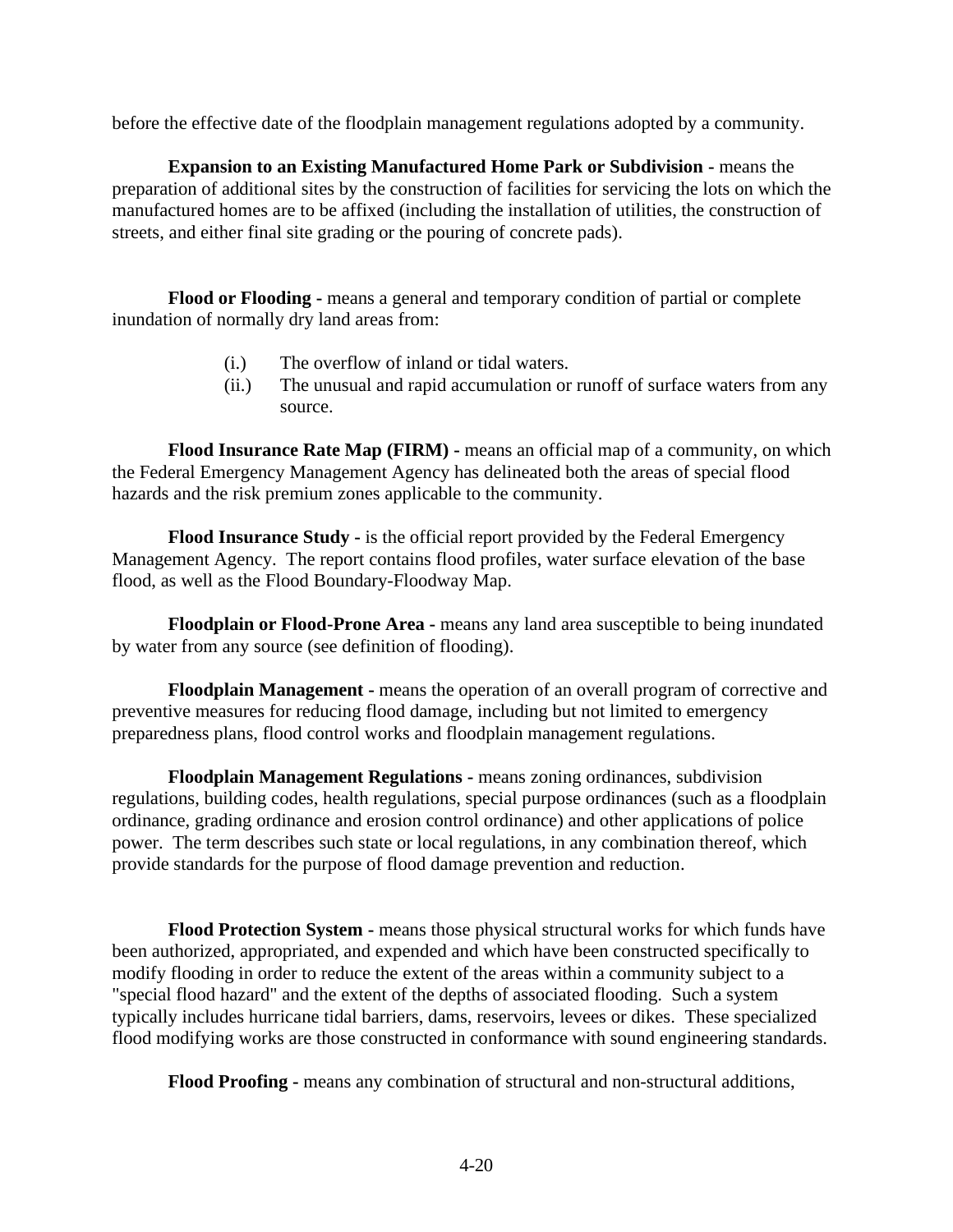before the effective date of the floodplain management regulations adopted by a community.

**Expansion to an Existing Manufactured Home Park or Subdivision -** means the preparation of additional sites by the construction of facilities for servicing the lots on which the manufactured homes are to be affixed (including the installation of utilities, the construction of streets, and either final site grading or the pouring of concrete pads).

**Flood or Flooding -** means a general and temporary condition of partial or complete inundation of normally dry land areas from:

(i.) The overflow of inland or tidal waters.

(ii.) The unusual and rapid accumulation or runoff of surface waters from any source.

**Flood Insurance Rate Map (FIRM) -** means an official map of a community, on which the Federal Emergency Management Agency has delineated both the areas of special flood hazards and the risk premium zones applicable to the community.

**Flood Insurance Study -** is the official report provided by the Federal Emergency Management Agency. The report contains flood profiles, water surface elevation of the base flood, as well as the Flood Boundary-Floodway Map.

**Floodplain or Flood-Prone Area -** means any land area susceptible to being inundated by water from any source (see definition of flooding).

**Floodplain Management -** means the operation of an overall program of corrective and preventive measures for reducing flood damage, including but not limited to emergency preparedness plans, flood control works and floodplain management regulations.

**Floodplain Management Regulations -** means zoning ordinances, subdivision regulations, building codes, health regulations, special purpose ordinances (such as a floodplain ordinance, grading ordinance and erosion control ordinance) and other applications of police power. The term describes such state or local regulations, in any combination thereof, which provide standards for the purpose of flood damage prevention and reduction.

**Flood Protection System -** means those physical structural works for which funds have been authorized, appropriated, and expended and which have been constructed specifically to modify flooding in order to reduce the extent of the areas within a community subject to a "special flood hazard" and the extent of the depths of associated flooding. Such a system typically includes hurricane tidal barriers, dams, reservoirs, levees or dikes. These specialized flood modifying works are those constructed in conformance with sound engineering standards.

**Flood Proofing -** means any combination of structural and non-structural additions,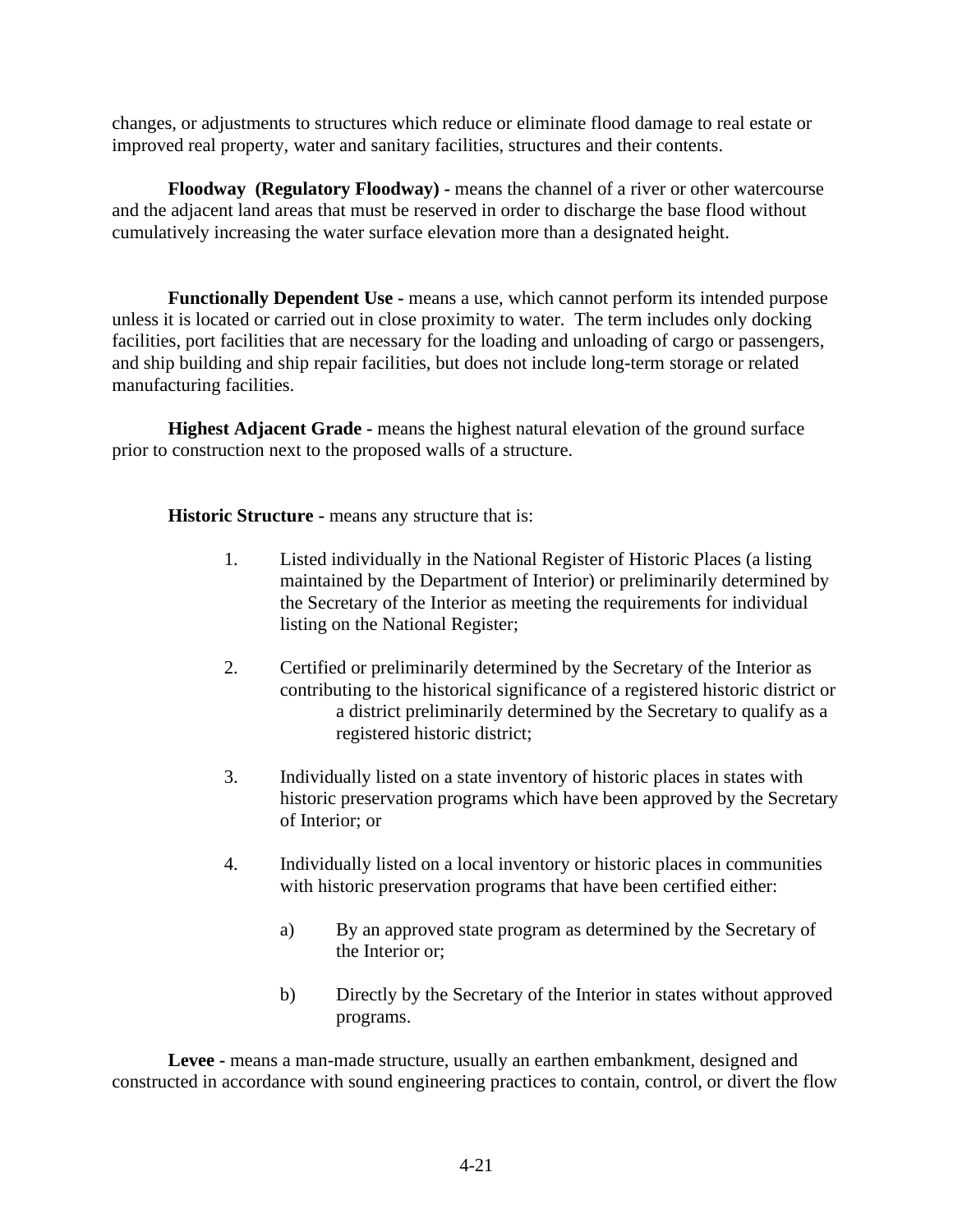changes, or adjustments to structures which reduce or eliminate flood damage to real estate or improved real property, water and sanitary facilities, structures and their contents.

**Floodway (Regulatory Floodway) -** means the channel of a river or other watercourse and the adjacent land areas that must be reserved in order to discharge the base flood without cumulatively increasing the water surface elevation more than a designated height.

**Functionally Dependent Use -** means a use, which cannot perform its intended purpose unless it is located or carried out in close proximity to water. The term includes only docking facilities, port facilities that are necessary for the loading and unloading of cargo or passengers, and ship building and ship repair facilities, but does not include long-term storage or related manufacturing facilities.

**Highest Adjacent Grade -** means the highest natural elevation of the ground surface prior to construction next to the proposed walls of a structure.

**Historic Structure -** means any structure that is:

1. Listed individually in the National Register of Historic Places (a listing maintained by the Department of Interior) or preliminarily determined by the Secretary of the Interior as meeting the requirements for individual listing on the National Register;

2. Certified or preliminarily determined by the Secretary of the Interior as contributing to the historical significance of a registered historic district or a district preliminarily determined by the Secretary to qualify as a registered historic district;

3. Individually listed on a state inventory of historic places in states with historic preservation programs which have been approved by the Secretary of Interior; or

4. Individually listed on a local inventory or historic places in communities with historic preservation programs that have been certified either:

    a) By an approved state program as determined by the Secretary of the Interior or;

    b) Directly by the Secretary of the Interior in states without approved programs.

**Levee -** means a man-made structure, usually an earthen embankment, designed and constructed in accordance with sound engineering practices to contain, control, or divert the flow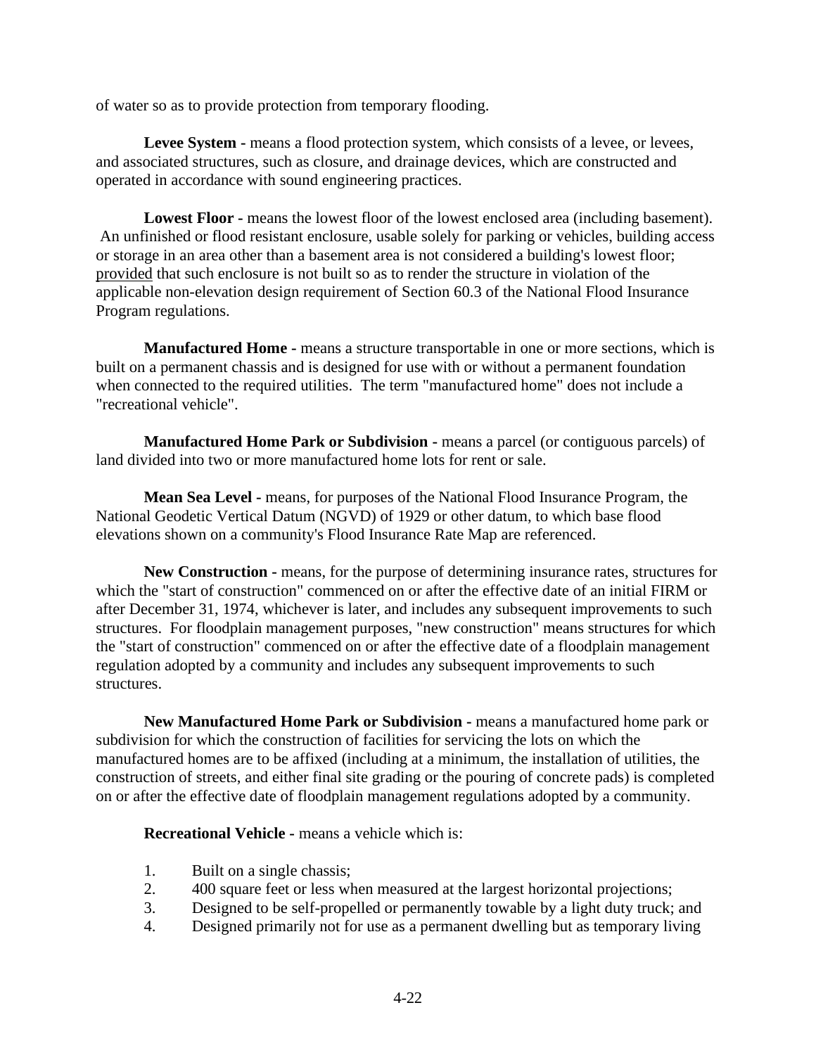of water so as to provide protection from temporary flooding.

**Levee System -** means a flood protection system, which consists of a levee, or levees, and associated structures, such as closure, and drainage devices, which are constructed and operated in accordance with sound engineering practices.

**Lowest Floor -** means the lowest floor of the lowest enclosed area (including basement). An unfinished or flood resistant enclosure, usable solely for parking or vehicles, building access or storage in an area other than a basement area is not considered a building's lowest floor; provided that such enclosure is not built so as to render the structure in violation of the applicable non-elevation design requirement of Section 60.3 of the National Flood Insurance Program regulations.

**Manufactured Home -** means a structure transportable in one or more sections, which is built on a permanent chassis and is designed for use with or without a permanent foundation when connected to the required utilities. The term "manufactured home" does not include a "recreational vehicle".

**Manufactured Home Park or Subdivision -** means a parcel (or contiguous parcels) of land divided into two or more manufactured home lots for rent or sale.

**Mean Sea Level -** means, for purposes of the National Flood Insurance Program, the National Geodetic Vertical Datum (NGVD) of 1929 or other datum, to which base flood elevations shown on a community's Flood Insurance Rate Map are referenced.

**New Construction -** means, for the purpose of determining insurance rates, structures for which the "start of construction" commenced on or after the effective date of an initial FIRM or after December 31, 1974, whichever is later, and includes any subsequent improvements to such structures. For floodplain management purposes, "new construction" means structures for which the "start of construction" commenced on or after the effective date of a floodplain management regulation adopted by a community and includes any subsequent improvements to such structures.

**New Manufactured Home Park or Subdivision -** means a manufactured home park or subdivision for which the construction of facilities for servicing the lots on which the manufactured homes are to be affixed (including at a minimum, the installation of utilities, the construction of streets, and either final site grading or the pouring of concrete pads) is completed on or after the effective date of floodplain management regulations adopted by a community.

**Recreational Vehicle -** means a vehicle which is:

1. Built on a single chassis;
2. 400 square feet or less when measured at the largest horizontal projections;
3. Designed to be self-propelled or permanently towable by a light duty truck; and
4. Designed primarily not for use as a permanent dwelling but as temporary living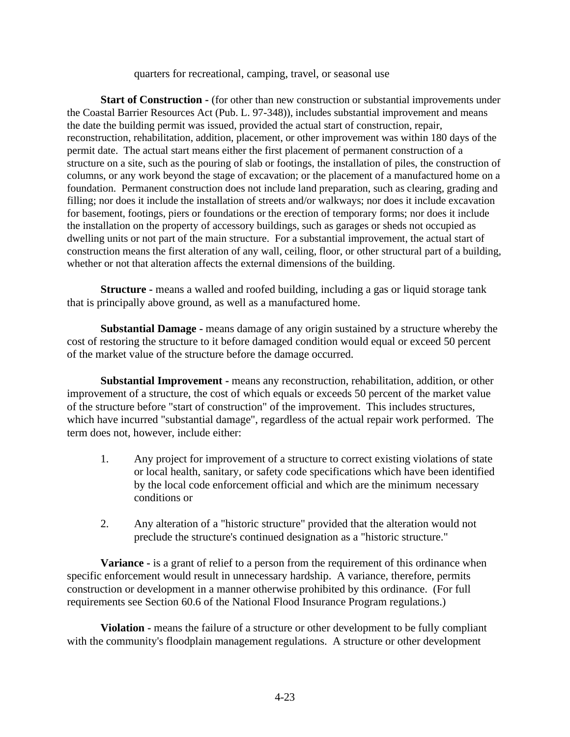quarters for recreational, camping, travel, or seasonal use

**Start of Construction -** (for other than new construction or substantial improvements under the Coastal Barrier Resources Act (Pub. L. 97-348)), includes substantial improvement and means the date the building permit was issued, provided the actual start of construction, repair, reconstruction, rehabilitation, addition, placement, or other improvement was within 180 days of the permit date. The actual start means either the first placement of permanent construction of a structure on a site, such as the pouring of slab or footings, the installation of piles, the construction of columns, or any work beyond the stage of excavation; or the placement of a manufactured home on a foundation. Permanent construction does not include land preparation, such as clearing, grading and filling; nor does it include the installation of streets and/or walkways; nor does it include excavation for basement, footings, piers or foundations or the erection of temporary forms; nor does it include the installation on the property of accessory buildings, such as garages or sheds not occupied as dwelling units or not part of the main structure. For a substantial improvement, the actual start of construction means the first alteration of any wall, ceiling, floor, or other structural part of a building, whether or not that alteration affects the external dimensions of the building.

**Structure -** means a walled and roofed building, including a gas or liquid storage tank that is principally above ground, as well as a manufactured home.

**Substantial Damage -** means damage of any origin sustained by a structure whereby the cost of restoring the structure to it before damaged condition would equal or exceed 50 percent of the market value of the structure before the damage occurred.

**Substantial Improvement -** means any reconstruction, rehabilitation, addition, or other improvement of a structure, the cost of which equals or exceeds 50 percent of the market value of the structure before "start of construction" of the improvement. This includes structures, which have incurred "substantial damage", regardless of the actual repair work performed. The term does not, however, include either:

1. Any project for improvement of a structure to correct existing violations of state or local health, sanitary, or safety code specifications which have been identified by the local code enforcement official and which are the minimum necessary conditions or

2. Any alteration of a "historic structure" provided that the alteration would not preclude the structure's continued designation as a "historic structure."

**Variance -** is a grant of relief to a person from the requirement of this ordinance when specific enforcement would result in unnecessary hardship. A variance, therefore, permits construction or development in a manner otherwise prohibited by this ordinance. (For full requirements see Section 60.6 of the National Flood Insurance Program regulations.)

**Violation -** means the failure of a structure or other development to be fully compliant with the community's floodplain management regulations. A structure or other development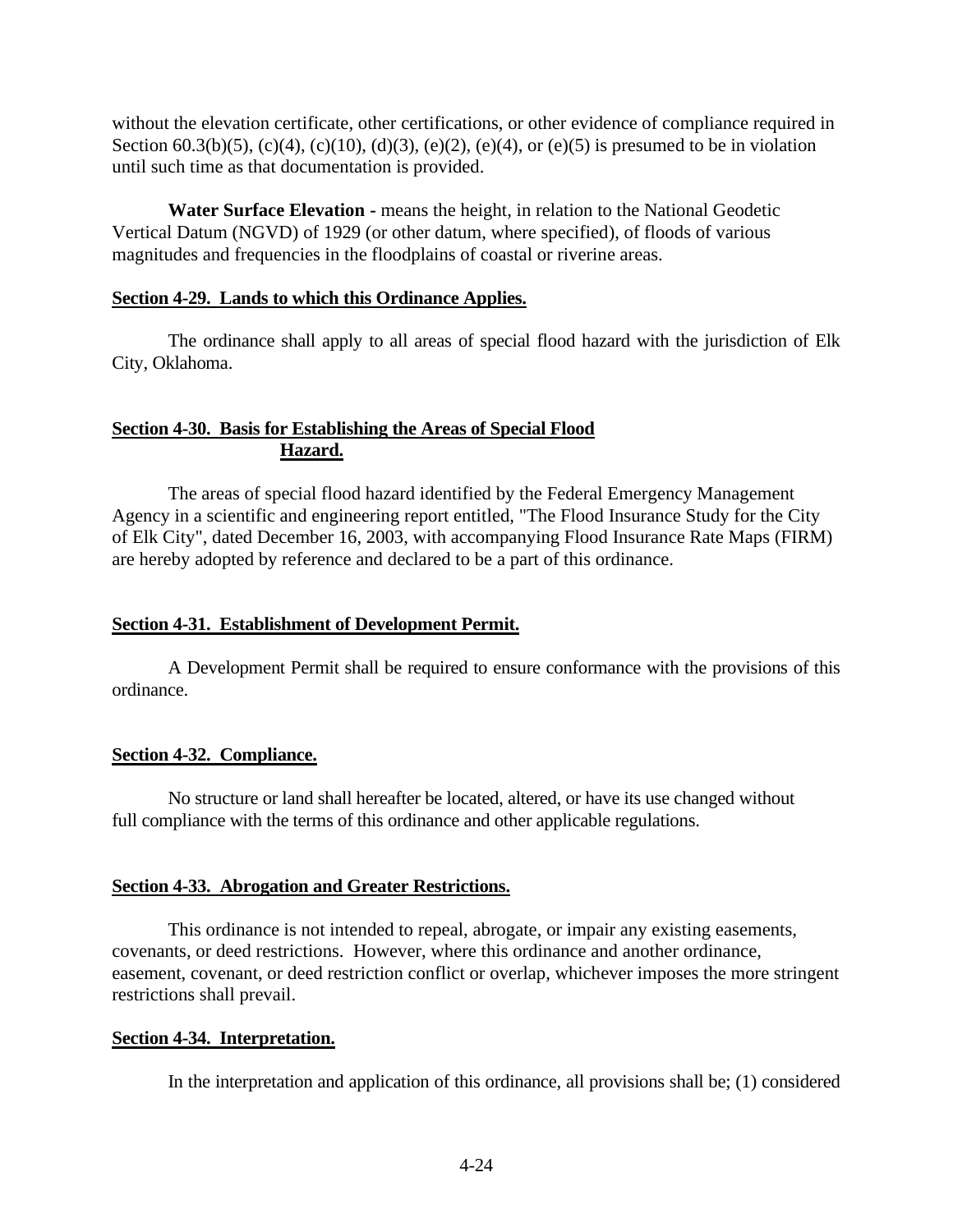without the elevation certificate, other certifications, or other evidence of compliance required in Section 60.3(b)(5), (c)(4), (c)(10), (d)(3), (e)(2), (e)(4), or (e)(5) is presumed to be in violation until such time as that documentation is provided.

**Water Surface Elevation -** means the height, in relation to the National Geodetic Vertical Datum (NGVD) of 1929 (or other datum, where specified), of floods of various magnitudes and frequencies in the floodplains of coastal or riverine areas.

**Section 4-29. Lands to which this Ordinance Applies.**

The ordinance shall apply to all areas of special flood hazard with the jurisdiction of Elk City, Oklahoma.

**Section 4-30. Basis for Establishing the Areas of Special Flood Hazard.**

The areas of special flood hazard identified by the Federal Emergency Management Agency in a scientific and engineering report entitled, "The Flood Insurance Study for the City of Elk City", dated December 16, 2003, with accompanying Flood Insurance Rate Maps (FIRM) are hereby adopted by reference and declared to be a part of this ordinance.

**Section 4-31. Establishment of Development Permit.**

A Development Permit shall be required to ensure conformance with the provisions of this ordinance.

**Section 4-32. Compliance.**

No structure or land shall hereafter be located, altered, or have its use changed without full compliance with the terms of this ordinance and other applicable regulations.

**Section 4-33. Abrogation and Greater Restrictions.**

This ordinance is not intended to repeal, abrogate, or impair any existing easements, covenants, or deed restrictions. However, where this ordinance and another ordinance, easement, covenant, or deed restriction conflict or overlap, whichever imposes the more stringent restrictions shall prevail.

**Section 4-34. Interpretation.**

In the interpretation and application of this ordinance, all provisions shall be; (1) considered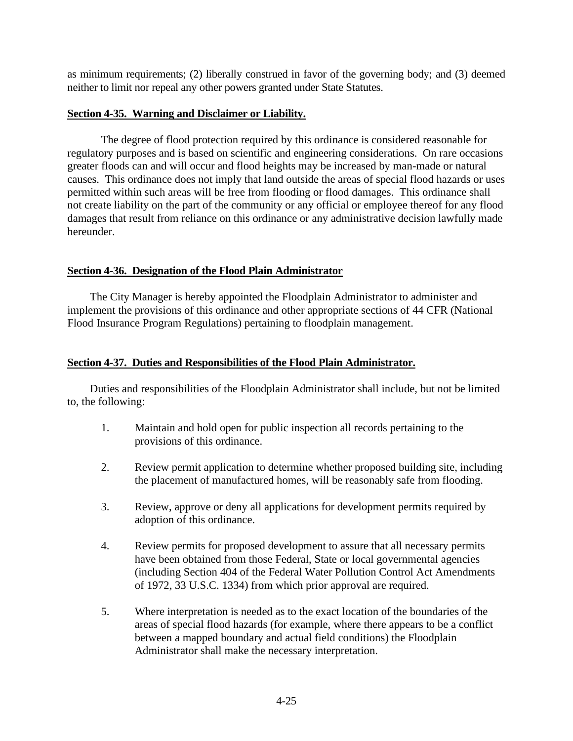as minimum requirements; (2) liberally construed in favor of the governing body; and (3) deemed neither to limit nor repeal any other powers granted under State Statutes.

**Section 4-35. Warning and Disclaimer or Liability.**

The degree of flood protection required by this ordinance is considered reasonable for regulatory purposes and is based on scientific and engineering considerations. On rare occasions greater floods can and will occur and flood heights may be increased by man-made or natural causes. This ordinance does not imply that land outside the areas of special flood hazards or uses permitted within such areas will be free from flooding or flood damages. This ordinance shall not create liability on the part of the community or any official or employee thereof for any flood damages that result from reliance on this ordinance or any administrative decision lawfully made hereunder.

**Section 4-36. Designation of the Flood Plain Administrator**

The City Manager is hereby appointed the Floodplain Administrator to administer and implement the provisions of this ordinance and other appropriate sections of 44 CFR (National Flood Insurance Program Regulations) pertaining to floodplain management.

**Section 4-37. Duties and Responsibilities of the Flood Plain Administrator.**

Duties and responsibilities of the Floodplain Administrator shall include, but not be limited to, the following:

1. Maintain and hold open for public inspection all records pertaining to the provisions of this ordinance.

2. Review permit application to determine whether proposed building site, including the placement of manufactured homes, will be reasonably safe from flooding.

3. Review, approve or deny all applications for development permits required by adoption of this ordinance.

4. Review permits for proposed development to assure that all necessary permits have been obtained from those Federal, State or local governmental agencies (including Section 404 of the Federal Water Pollution Control Act Amendments of 1972, 33 U.S.C. 1334) from which prior approval are required.

5. Where interpretation is needed as to the exact location of the boundaries of the areas of special flood hazards (for example, where there appears to be a conflict between a mapped boundary and actual field conditions) the Floodplain Administrator shall make the necessary interpretation.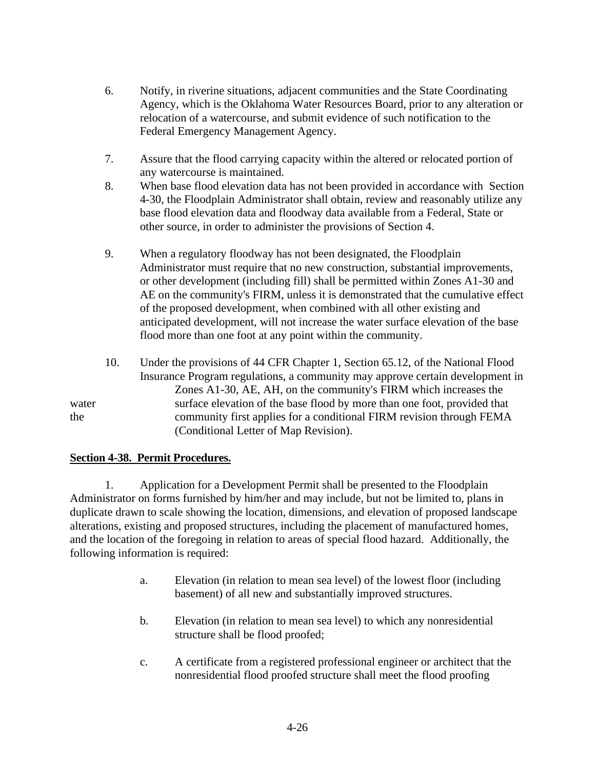6. Notify, in riverine situations, adjacent communities and the State Coordinating Agency, which is the Oklahoma Water Resources Board, prior to any alteration or relocation of a watercourse, and submit evidence of such notification to the Federal Emergency Management Agency.

7. Assure that the flood carrying capacity within the altered or relocated portion of any watercourse is maintained.

8. When base flood elevation data has not been provided in accordance with Section 4-30, the Floodplain Administrator shall obtain, review and reasonably utilize any base flood elevation data and floodway data available from a Federal, State or other source, in order to administer the provisions of Section 4.

9. When a regulatory floodway has not been designated, the Floodplain Administrator must require that no new construction, substantial improvements, or other development (including fill) shall be permitted within Zones A1-30 and AE on the community's FIRM, unless it is demonstrated that the cumulative effect of the proposed development, when combined with all other existing and anticipated development, will not increase the water surface elevation of the base flood more than one foot at any point within the community.

10. Under the provisions of 44 CFR Chapter 1, Section 65.12, of the National Flood Insurance Program regulations, a community may approve certain development in Zones A1-30, AE, AH, on the community's FIRM which increases the water surface elevation of the base flood by more than one foot, provided that the community first applies for a conditional FIRM revision through FEMA (Conditional Letter of Map Revision).

**Section 4-38. Permit Procedures.**

1. Application for a Development Permit shall be presented to the Floodplain Administrator on forms furnished by him/her and may include, but not be limited to, plans in duplicate drawn to scale showing the location, dimensions, and elevation of proposed landscape alterations, existing and proposed structures, including the placement of manufactured homes, and the location of the foregoing in relation to areas of special flood hazard. Additionally, the following information is required:

   a. Elevation (in relation to mean sea level) of the lowest floor (including basement) of all new and substantially improved structures.

   b. Elevation (in relation to mean sea level) to which any nonresidential structure shall be flood proofed;

   c. A certificate from a registered professional engineer or architect that the nonresidential flood proofed structure shall meet the flood proofing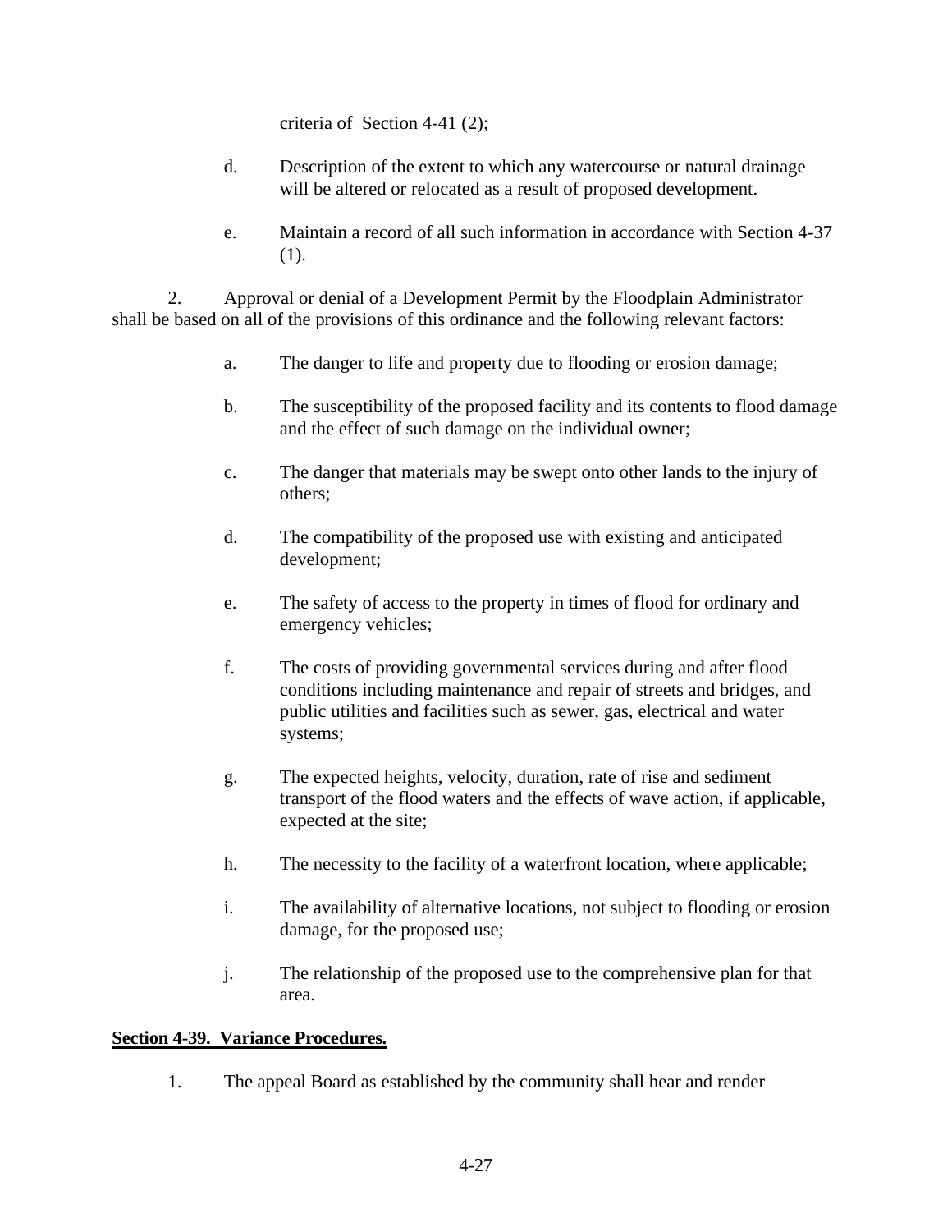criteria of Section 4-41 (2);

d. Description of the extent to which any watercourse or natural drainage will be altered or relocated as a result of proposed development.

e. Maintain a record of all such information in accordance with Section 4-37 (1).

2. Approval or denial of a Development Permit by the Floodplain Administrator shall be based on all of the provisions of this ordinance and the following relevant factors:

a. The danger to life and property due to flooding or erosion damage;

b. The susceptibility of the proposed facility and its contents to flood damage and the effect of such damage on the individual owner;

c. The danger that materials may be swept onto other lands to the injury of others;

d. The compatibility of the proposed use with existing and anticipated development;

e. The safety of access to the property in times of flood for ordinary and emergency vehicles;

f. The costs of providing governmental services during and after flood conditions including maintenance and repair of streets and bridges, and public utilities and facilities such as sewer, gas, electrical and water systems;

g. The expected heights, velocity, duration, rate of rise and sediment transport of the flood waters and the effects of wave action, if applicable, expected at the site;

h. The necessity to the facility of a waterfront location, where applicable;

i. The availability of alternative locations, not subject to flooding or erosion damage, for the proposed use;

j. The relationship of the proposed use to the comprehensive plan for that area.

**Section 4-39. Variance Procedures.**

1. The appeal Board as established by the community shall hear and render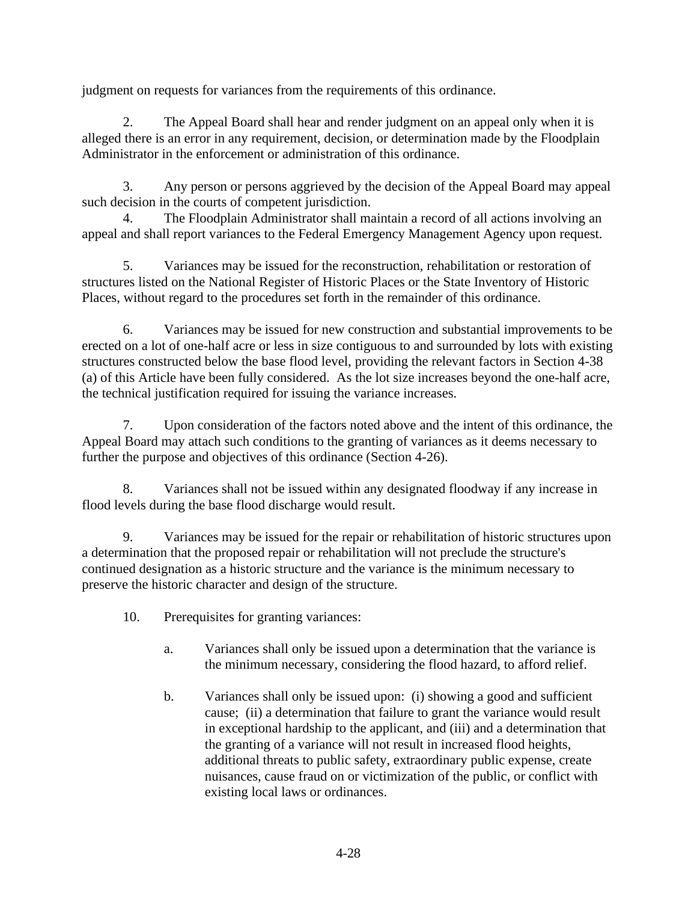judgment on requests for variances from the requirements of this ordinance.

2. The Appeal Board shall hear and render judgment on an appeal only when it is alleged there is an error in any requirement, decision, or determination made by the Floodplain Administrator in the enforcement or administration of this ordinance.

3. Any person or persons aggrieved by the decision of the Appeal Board may appeal such decision in the courts of competent jurisdiction.

4. The Floodplain Administrator shall maintain a record of all actions involving an appeal and shall report variances to the Federal Emergency Management Agency upon request.

5. Variances may be issued for the reconstruction, rehabilitation or restoration of structures listed on the National Register of Historic Places or the State Inventory of Historic Places, without regard to the procedures set forth in the remainder of this ordinance.

6. Variances may be issued for new construction and substantial improvements to be erected on a lot of one-half acre or less in size contiguous to and surrounded by lots with existing structures constructed below the base flood level, providing the relevant factors in Section 4-38 (a) of this Article have been fully considered. As the lot size increases beyond the one-half acre, the technical justification required for issuing the variance increases.

7. Upon consideration of the factors noted above and the intent of this ordinance, the Appeal Board may attach such conditions to the granting of variances as it deems necessary to further the purpose and objectives of this ordinance (Section 4-26).

8. Variances shall not be issued within any designated floodway if any increase in flood levels during the base flood discharge would result.

9. Variances may be issued for the repair or rehabilitation of historic structures upon a determination that the proposed repair or rehabilitation will not preclude the structure's continued designation as a historic structure and the variance is the minimum necessary to preserve the historic character and design of the structure.

10. Prerequisites for granting variances:

    a. Variances shall only be issued upon a determination that the variance is the minimum necessary, considering the flood hazard, to afford relief.

    b. Variances shall only be issued upon: (i) showing a good and sufficient cause; (ii) a determination that failure to grant the variance would result in exceptional hardship to the applicant, and (iii) and a determination that the granting of a variance will not result in increased flood heights, additional threats to public safety, extraordinary public expense, create nuisances, cause fraud on or victimization of the public, or conflict with existing local laws or ordinances.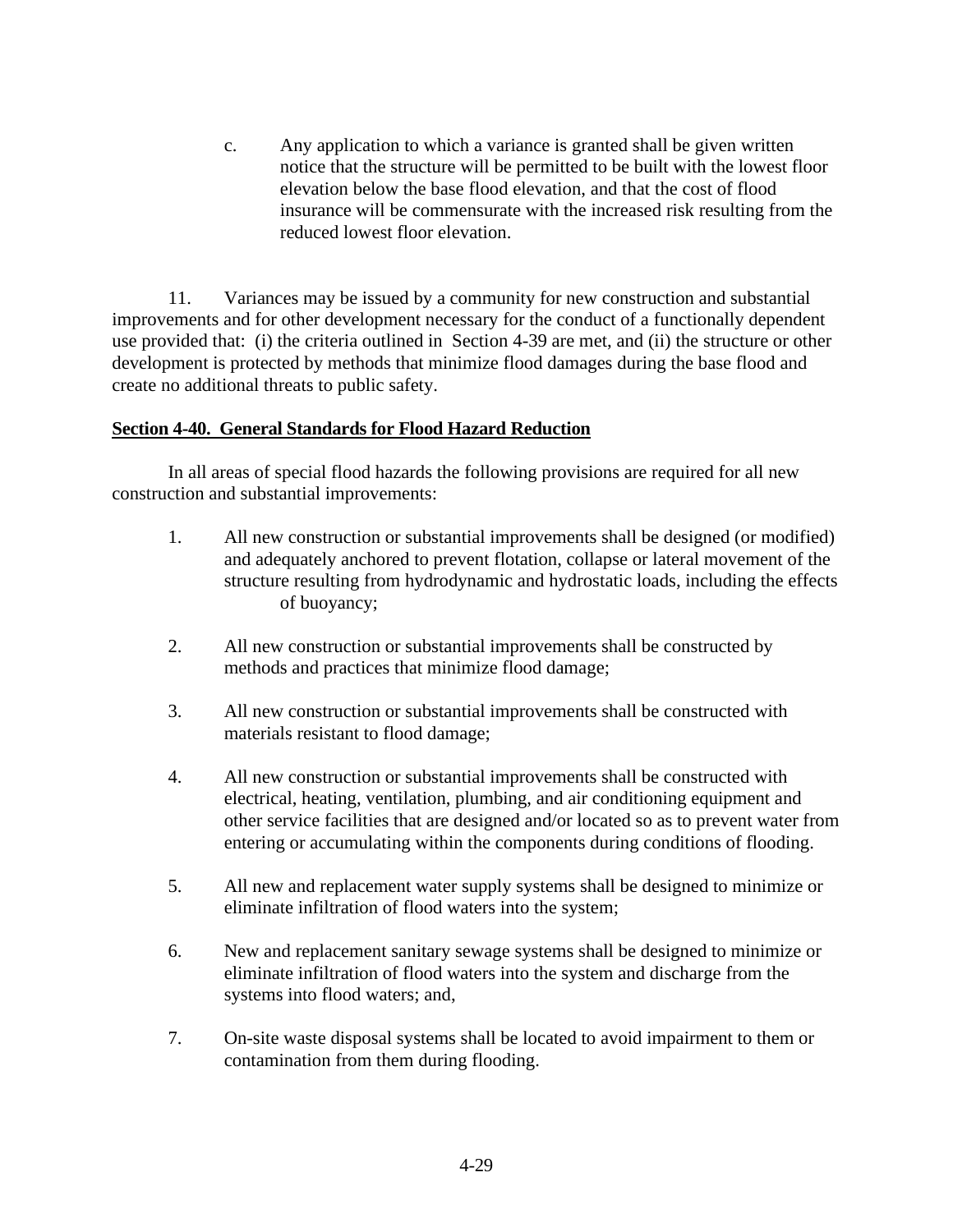c. Any application to which a variance is granted shall be given written notice that the structure will be permitted to be built with the lowest floor elevation below the base flood elevation, and that the cost of flood insurance will be commensurate with the increased risk resulting from the reduced lowest floor elevation.

11. Variances may be issued by a community for new construction and substantial improvements and for other development necessary for the conduct of a functionally dependent use provided that: (i) the criteria outlined in Section 4-39 are met, and (ii) the structure or other development is protected by methods that minimize flood damages during the base flood and create no additional threats to public safety.

**<u>Section 4-40. General Standards for Flood Hazard Reduction</u>**

In all areas of special flood hazards the following provisions are required for all new construction and substantial improvements:

1. All new construction or substantial improvements shall be designed (or modified) and adequately anchored to prevent flotation, collapse or lateral movement of the structure resulting from hydrodynamic and hydrostatic loads, including the effects of buoyancy;

2. All new construction or substantial improvements shall be constructed by methods and practices that minimize flood damage;

3. All new construction or substantial improvements shall be constructed with materials resistant to flood damage;

4. All new construction or substantial improvements shall be constructed with electrical, heating, ventilation, plumbing, and air conditioning equipment and other service facilities that are designed and/or located so as to prevent water from entering or accumulating within the components during conditions of flooding.

5. All new and replacement water supply systems shall be designed to minimize or eliminate infiltration of flood waters into the system;

6. New and replacement sanitary sewage systems shall be designed to minimize or eliminate infiltration of flood waters into the system and discharge from the systems into flood waters; and,

7. On-site waste disposal systems shall be located to avoid impairment to them or contamination from them during flooding.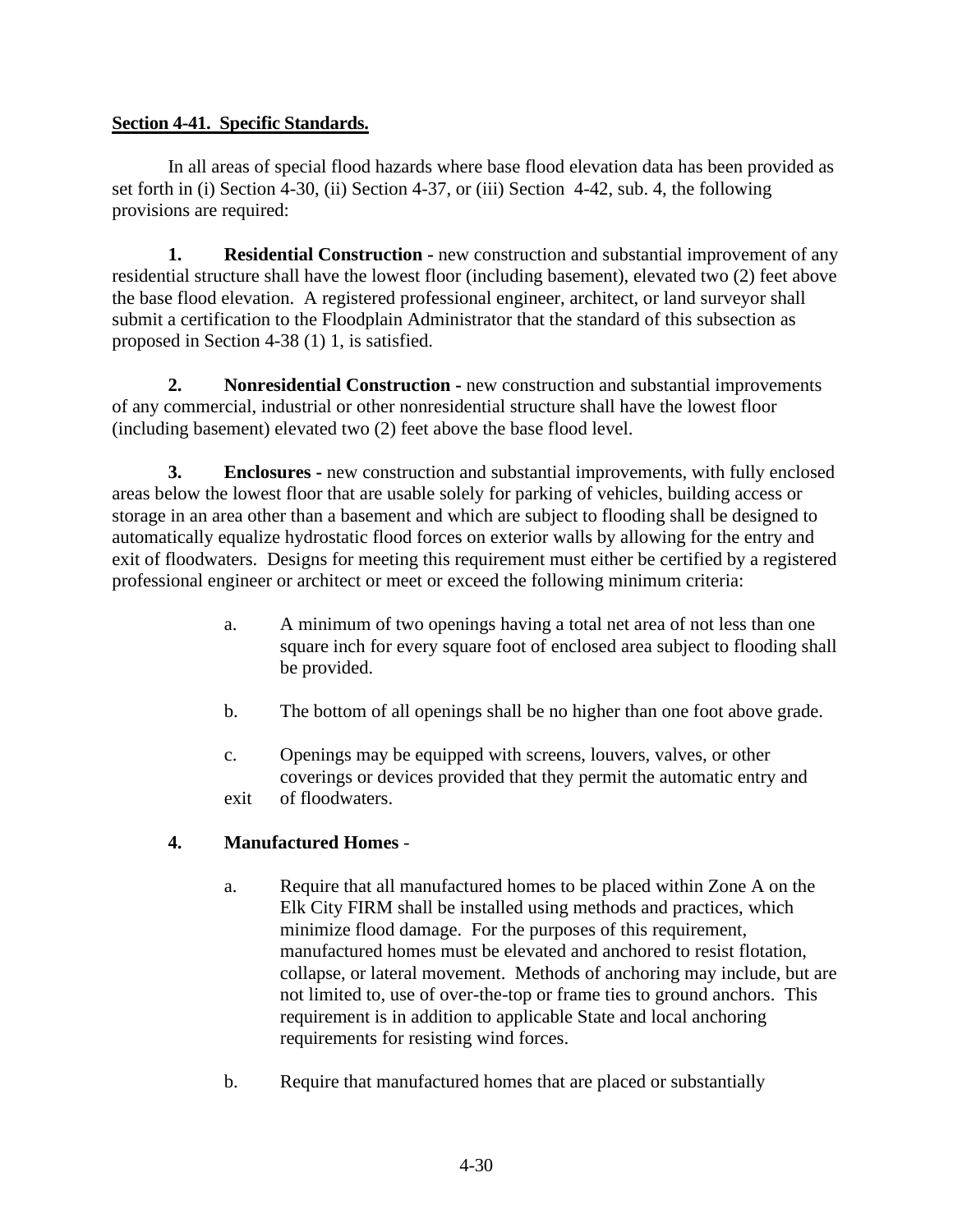**Section 4-41. Specific Standards.**

In all areas of special flood hazards where base flood elevation data has been provided as set forth in (i) Section 4-30, (ii) Section 4-37, or (iii) Section 4-42, sub. 4, the following provisions are required:

**1. Residential Construction -** new construction and substantial improvement of any residential structure shall have the lowest floor (including basement), elevated two (2) feet above the base flood elevation. A registered professional engineer, architect, or land surveyor shall submit a certification to the Floodplain Administrator that the standard of this subsection as proposed in Section 4-38 (1) 1, is satisfied.

**2. Nonresidential Construction -** new construction and substantial improvements of any commercial, industrial or other nonresidential structure shall have the lowest floor (including basement) elevated two (2) feet above the base flood level.

**3. Enclosures -** new construction and substantial improvements, with fully enclosed areas below the lowest floor that are usable solely for parking of vehicles, building access or storage in an area other than a basement and which are subject to flooding shall be designed to automatically equalize hydrostatic flood forces on exterior walls by allowing for the entry and exit of floodwaters. Designs for meeting this requirement must either be certified by a registered professional engineer or architect or meet or exceed the following minimum criteria:

a. A minimum of two openings having a total net area of not less than one square inch for every square foot of enclosed area subject to flooding shall be provided.

b. The bottom of all openings shall be no higher than one foot above grade.

c. Openings may be equipped with screens, louvers, valves, or other coverings or devices provided that they permit the automatic entry and exit of floodwaters.

**4. Manufactured Homes** -

a. Require that all manufactured homes to be placed within Zone A on the Elk City FIRM shall be installed using methods and practices, which minimize flood damage. For the purposes of this requirement, manufactured homes must be elevated and anchored to resist flotation, collapse, or lateral movement. Methods of anchoring may include, but are not limited to, use of over-the-top or frame ties to ground anchors. This requirement is in addition to applicable State and local anchoring requirements for resisting wind forces.

b. Require that manufactured homes that are placed or substantially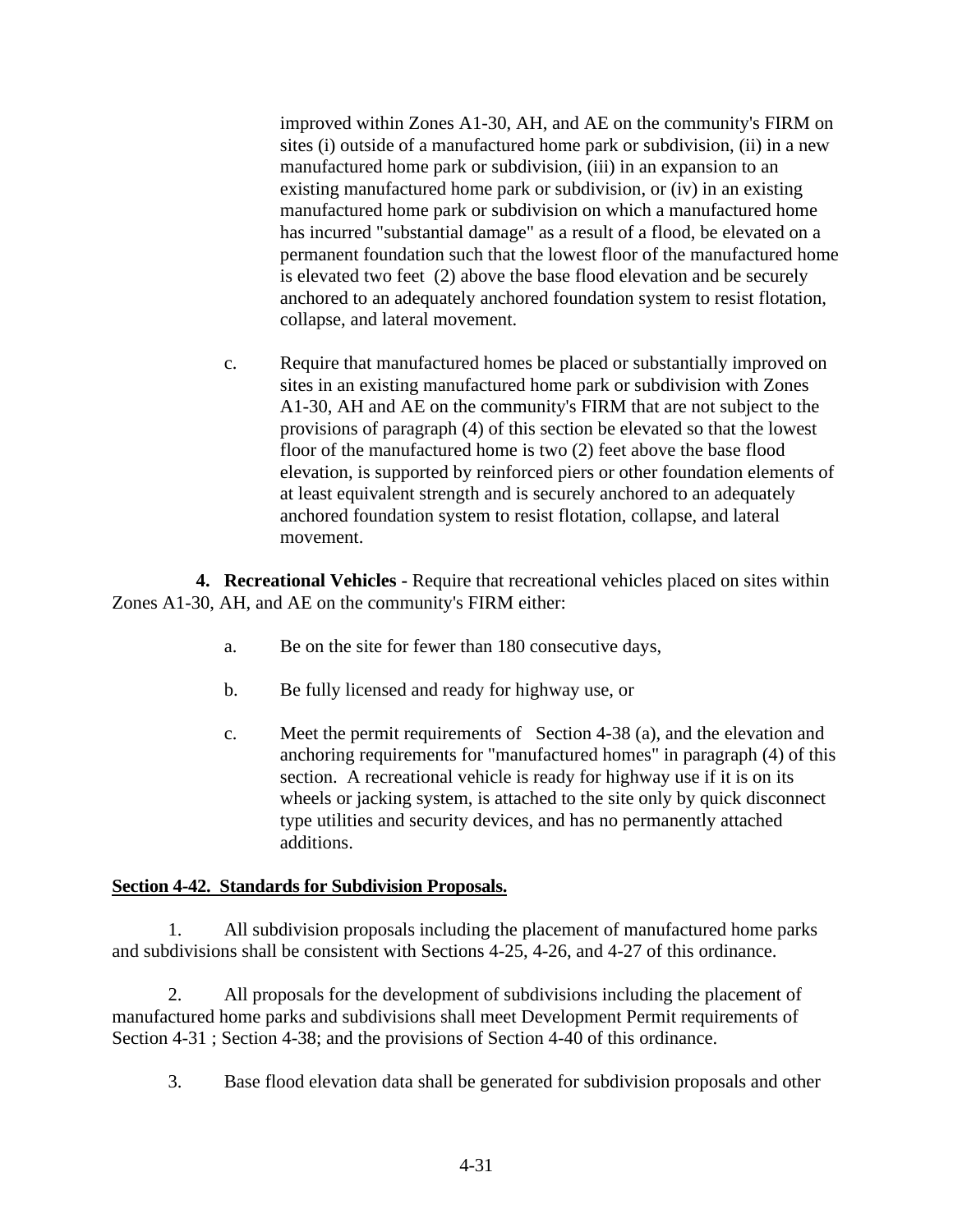improved within Zones A1-30, AH, and AE on the community's FIRM on sites (i) outside of a manufactured home park or subdivision, (ii) in a new manufactured home park or subdivision, (iii) in an expansion to an existing manufactured home park or subdivision, or (iv) in an existing manufactured home park or subdivision on which a manufactured home has incurred "substantial damage" as a result of a flood, be elevated on a permanent foundation such that the lowest floor of the manufactured home is elevated two feet (2) above the base flood elevation and be securely anchored to an adequately anchored foundation system to resist flotation, collapse, and lateral movement.

c. Require that manufactured homes be placed or substantially improved on sites in an existing manufactured home park or subdivision with Zones A1-30, AH and AE on the community's FIRM that are not subject to the provisions of paragraph (4) of this section be elevated so that the lowest floor of the manufactured home is two (2) feet above the base flood elevation, is supported by reinforced piers or other foundation elements of at least equivalent strength and is securely anchored to an adequately anchored foundation system to resist flotation, collapse, and lateral movement.

**4. Recreational Vehicles** - Require that recreational vehicles placed on sites within Zones A1-30, AH, and AE on the community's FIRM either:

a. Be on the site for fewer than 180 consecutive days,

b. Be fully licensed and ready for highway use, or

c. Meet the permit requirements of Section 4-38 (a), and the elevation and anchoring requirements for "manufactured homes" in paragraph (4) of this section. A recreational vehicle is ready for highway use if it is on its wheels or jacking system, is attached to the site only by quick disconnect type utilities and security devices, and has no permanently attached additions.

**Section 4-42. Standards for Subdivision Proposals.**

1. All subdivision proposals including the placement of manufactured home parks and subdivisions shall be consistent with Sections 4-25, 4-26, and 4-27 of this ordinance.

2. All proposals for the development of subdivisions including the placement of manufactured home parks and subdivisions shall meet Development Permit requirements of Section 4-31 ; Section 4-38; and the provisions of Section 4-40 of this ordinance.

3. Base flood elevation data shall be generated for subdivision proposals and other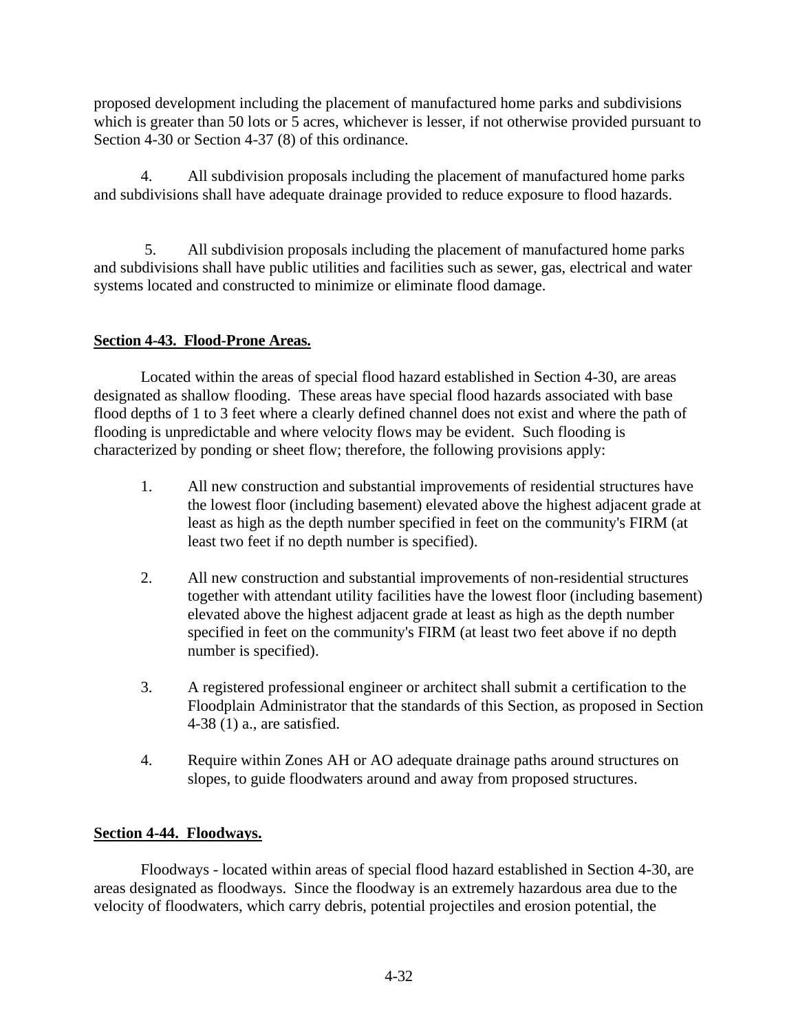proposed development including the placement of manufactured home parks and subdivisions which is greater than 50 lots or 5 acres, whichever is lesser, if not otherwise provided pursuant to Section 4-30 or Section 4-37 (8) of this ordinance.

4. All subdivision proposals including the placement of manufactured home parks and subdivisions shall have adequate drainage provided to reduce exposure to flood hazards.

5. All subdivision proposals including the placement of manufactured home parks and subdivisions shall have public utilities and facilities such as sewer, gas, electrical and water systems located and constructed to minimize or eliminate flood damage.

**Section 4-43. Flood-Prone Areas.**

Located within the areas of special flood hazard established in Section 4-30, are areas designated as shallow flooding. These areas have special flood hazards associated with base flood depths of 1 to 3 feet where a clearly defined channel does not exist and where the path of flooding is unpredictable and where velocity flows may be evident. Such flooding is characterized by ponding or sheet flow; therefore, the following provisions apply:

1. All new construction and substantial improvements of residential structures have the lowest floor (including basement) elevated above the highest adjacent grade at least as high as the depth number specified in feet on the community's FIRM (at least two feet if no depth number is specified).

2. All new construction and substantial improvements of non-residential structures together with attendant utility facilities have the lowest floor (including basement) elevated above the highest adjacent grade at least as high as the depth number specified in feet on the community's FIRM (at least two feet above if no depth number is specified).

3. A registered professional engineer or architect shall submit a certification to the Floodplain Administrator that the standards of this Section, as proposed in Section 4-38 (1) a., are satisfied.

4. Require within Zones AH or AO adequate drainage paths around structures on slopes, to guide floodwaters around and away from proposed structures.

**Section 4-44. Floodways.**

Floodways - located within areas of special flood hazard established in Section 4-30, are areas designated as floodways. Since the floodway is an extremely hazardous area due to the velocity of floodwaters, which carry debris, potential projectiles and erosion potential, the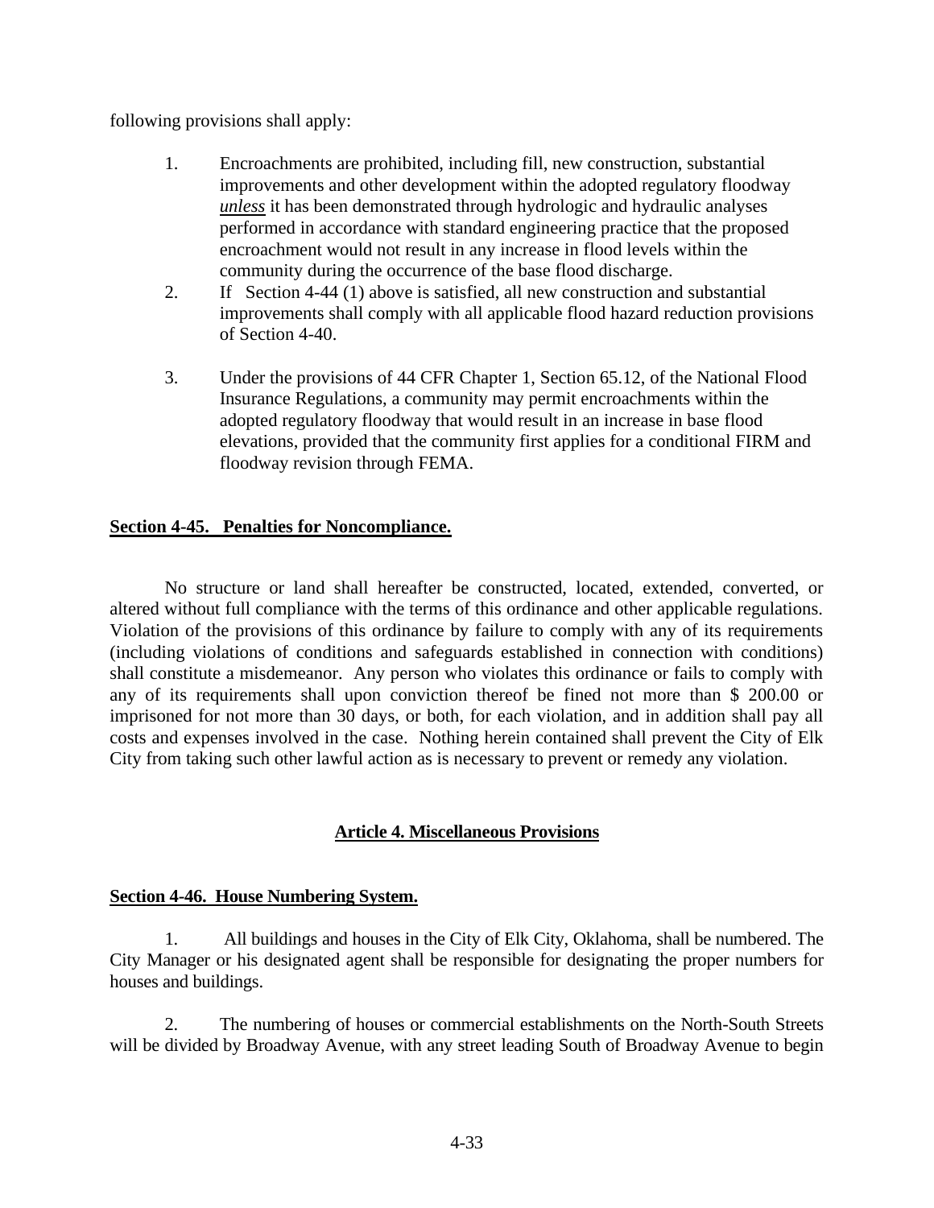following provisions shall apply:

1. Encroachments are prohibited, including fill, new construction, substantial improvements and other development within the adopted regulatory floodway ***unless*** it has been demonstrated through hydrologic and hydraulic analyses performed in accordance with standard engineering practice that the proposed encroachment would not result in any increase in flood levels within the community during the occurrence of the base flood discharge.
2. If Section 4-44 (1) above is satisfied, all new construction and substantial improvements shall comply with all applicable flood hazard reduction provisions of Section 4-40.
3. Under the provisions of 44 CFR Chapter 1, Section 65.12, of the National Flood Insurance Regulations, a community may permit encroachments within the adopted regulatory floodway that would result in an increase in base flood elevations, provided that the community first applies for a conditional FIRM and floodway revision through FEMA.

**Section 4-45. Penalties for Noncompliance.**

No structure or land shall hereafter be constructed, located, extended, converted, or altered without full compliance with the terms of this ordinance and other applicable regulations. Violation of the provisions of this ordinance by failure to comply with any of its requirements (including violations of conditions and safeguards established in connection with conditions) shall constitute a misdemeanor. Any person who violates this ordinance or fails to comply with any of its requirements shall upon conviction thereof be fined not more than $ 200.00 or imprisoned for not more than 30 days, or both, for each violation, and in addition shall pay all costs and expenses involved in the case. Nothing herein contained shall prevent the City of Elk City from taking such other lawful action as is necessary to prevent or remedy any violation.

## Article 4. Miscellaneous Provisions

**Section 4-46. House Numbering System.**

1. All buildings and houses in the City of Elk City, Oklahoma, shall be numbered. The City Manager or his designated agent shall be responsible for designating the proper numbers for houses and buildings.

2. The numbering of houses or commercial establishments on the North-South Streets will be divided by Broadway Avenue, with any street leading South of Broadway Avenue to begin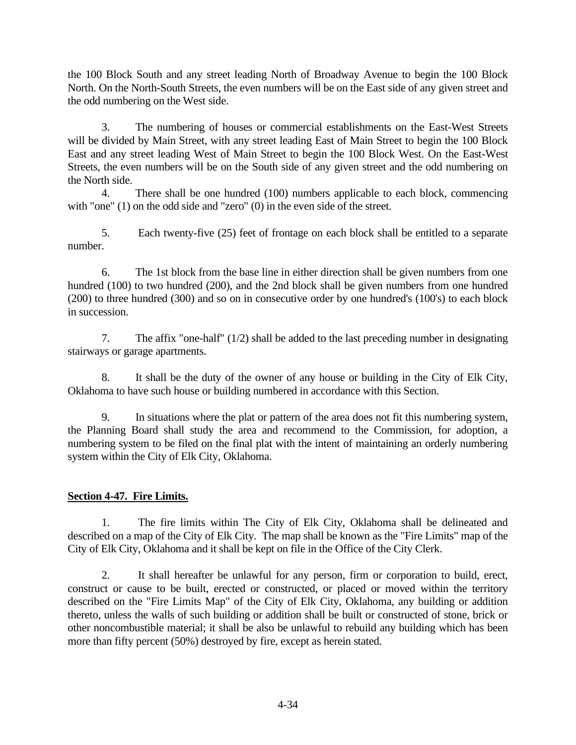the 100 Block South and any street leading North of Broadway Avenue to begin the 100 Block North. On the North-South Streets, the even numbers will be on the East side of any given street and the odd numbering on the West side.

3. The numbering of houses or commercial establishments on the East-West Streets will be divided by Main Street, with any street leading East of Main Street to begin the 100 Block East and any street leading West of Main Street to begin the 100 Block West. On the East-West Streets, the even numbers will be on the South side of any given street and the odd numbering on the North side.

4. There shall be one hundred (100) numbers applicable to each block, commencing with "one" (1) on the odd side and "zero" (0) in the even side of the street.

5. Each twenty-five (25) feet of frontage on each block shall be entitled to a separate number.

6. The 1st block from the base line in either direction shall be given numbers from one hundred (100) to two hundred (200), and the 2nd block shall be given numbers from one hundred (200) to three hundred (300) and so on in consecutive order by one hundred's (100's) to each block in succession.

7. The affix "one-half" (1/2) shall be added to the last preceding number in designating stairways or garage apartments.

8. It shall be the duty of the owner of any house or building in the City of Elk City, Oklahoma to have such house or building numbered in accordance with this Section.

9. In situations where the plat or pattern of the area does not fit this numbering system, the Planning Board shall study the area and recommend to the Commission, for adoption, a numbering system to be filed on the final plat with the intent of maintaining an orderly numbering system within the City of Elk City, Oklahoma.

**Section 4-47. Fire Limits.**

1. The fire limits within The City of Elk City, Oklahoma shall be delineated and described on a map of the City of Elk City. The map shall be known as the "Fire Limits" map of the City of Elk City, Oklahoma and it shall be kept on file in the Office of the City Clerk.

2. It shall hereafter be unlawful for any person, firm or corporation to build, erect, construct or cause to be built, erected or constructed, or placed or moved within the territory described on the "Fire Limits Map" of the City of Elk City, Oklahoma, any building or addition thereto, unless the walls of such building or addition shall be built or constructed of stone, brick or other noncombustible material; it shall be also be unlawful to rebuild any building which has been more than fifty percent (50%) destroyed by fire, except as herein stated.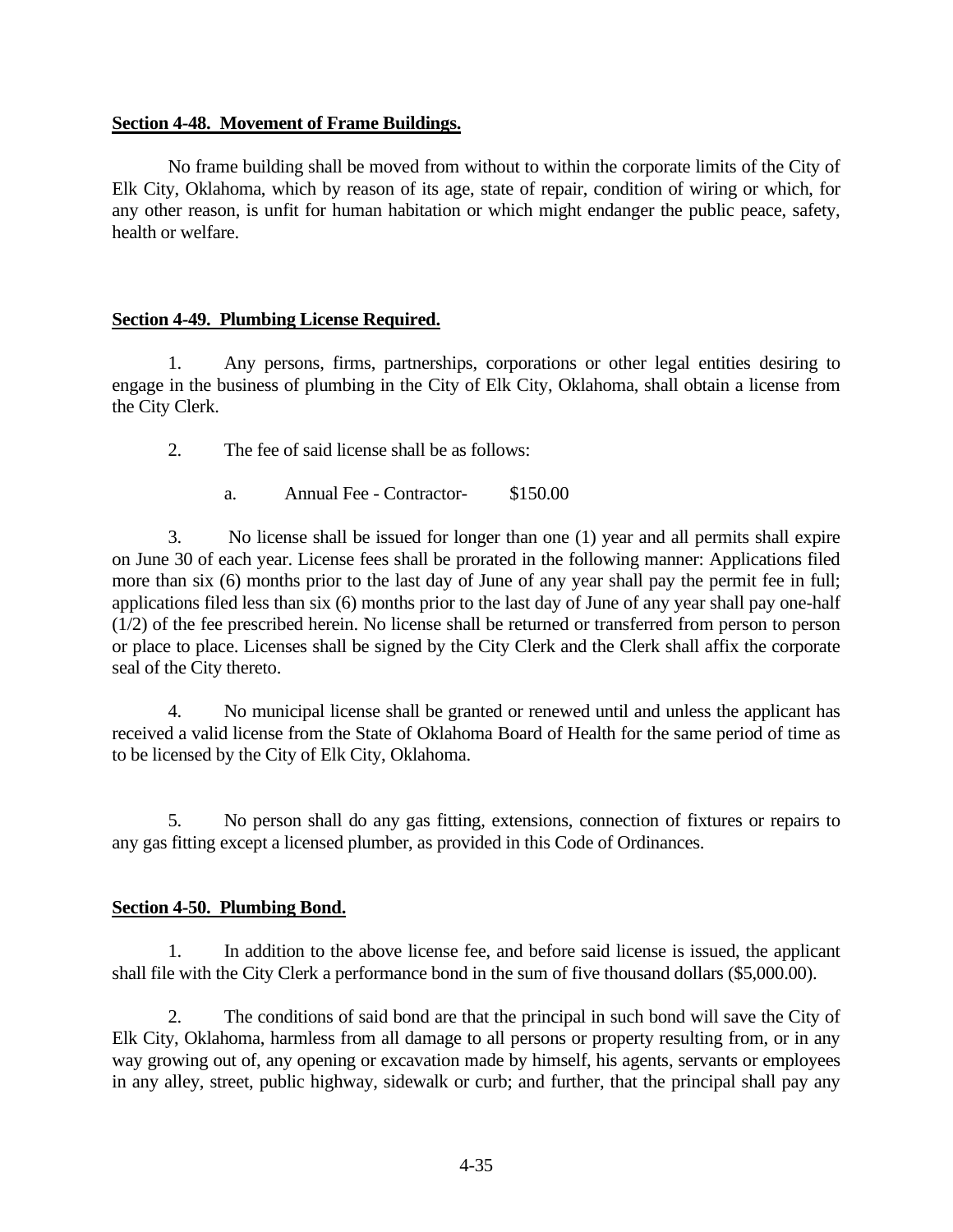**Section 4-48. Movement of Frame Buildings.**

No frame building shall be moved from without to within the corporate limits of the City of Elk City, Oklahoma, which by reason of its age, state of repair, condition of wiring or which, for any other reason, is unfit for human habitation or which might endanger the public peace, safety, health or welfare.

**Section 4-49. Plumbing License Required.**

1. Any persons, firms, partnerships, corporations or other legal entities desiring to engage in the business of plumbing in the City of Elk City, Oklahoma, shall obtain a license from the City Clerk.

2. The fee of said license shall be as follows:

   a. Annual Fee - Contractor- $150.00

3. No license shall be issued for longer than one (1) year and all permits shall expire on June 30 of each year. License fees shall be prorated in the following manner: Applications filed more than six (6) months prior to the last day of June of any year shall pay the permit fee in full; applications filed less than six (6) months prior to the last day of June of any year shall pay one-half (1/2) of the fee prescribed herein. No license shall be returned or transferred from person to person or place to place. Licenses shall be signed by the City Clerk and the Clerk shall affix the corporate seal of the City thereto.

4. No municipal license shall be granted or renewed until and unless the applicant has received a valid license from the State of Oklahoma Board of Health for the same period of time as to be licensed by the City of Elk City, Oklahoma.

5. No person shall do any gas fitting, extensions, connection of fixtures or repairs to any gas fitting except a licensed plumber, as provided in this Code of Ordinances.

**Section 4-50. Plumbing Bond.**

1. In addition to the above license fee, and before said license is issued, the applicant shall file with the City Clerk a performance bond in the sum of five thousand dollars ($5,000.00).

2. The conditions of said bond are that the principal in such bond will save the City of Elk City, Oklahoma, harmless from all damage to all persons or property resulting from, or in any way growing out of, any opening or excavation made by himself, his agents, servants or employees in any alley, street, public highway, sidewalk or curb; and further, that the principal shall pay any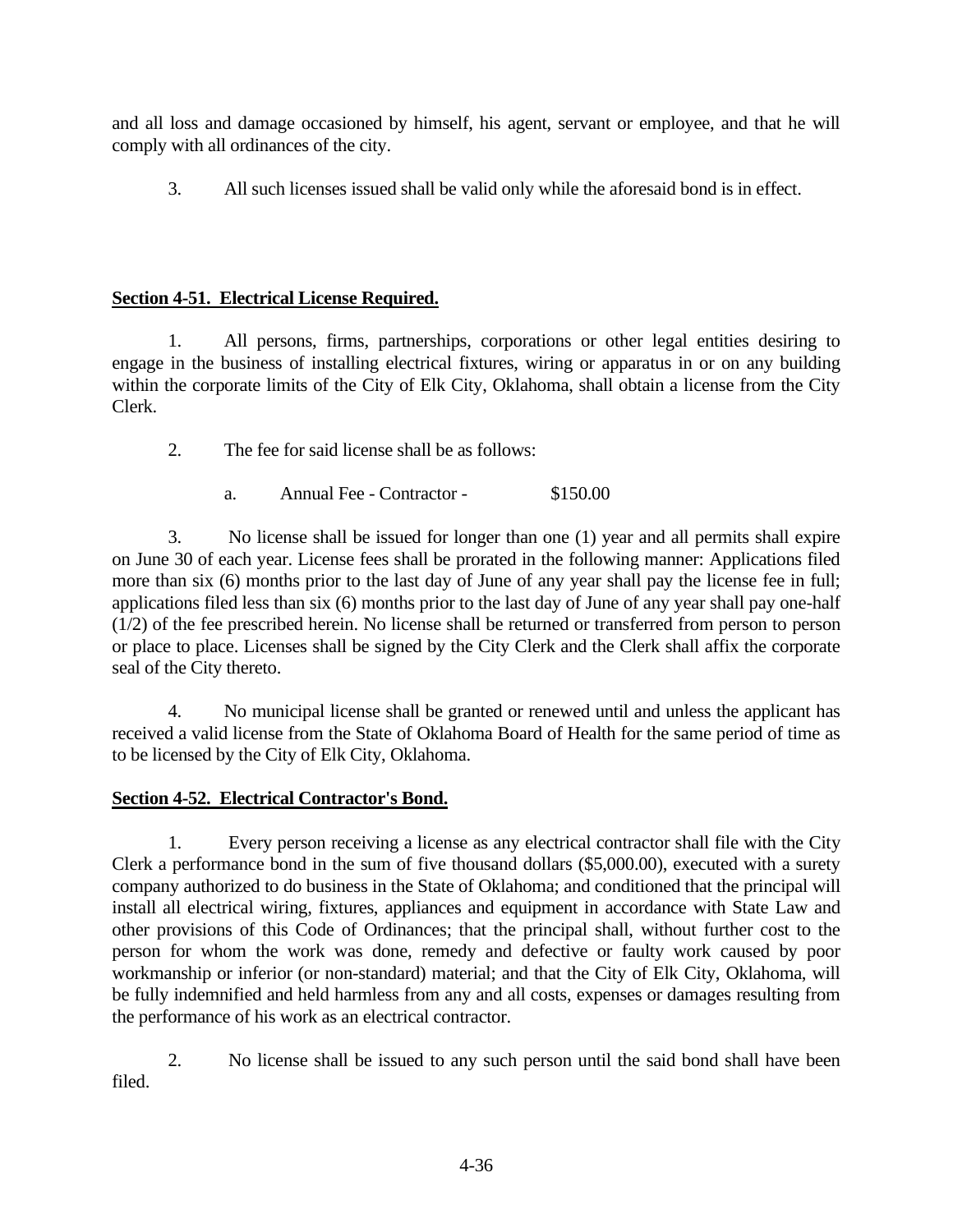and all loss and damage occasioned by himself, his agent, servant or employee, and that he will comply with all ordinances of the city.

3. All such licenses issued shall be valid only while the aforesaid bond is in effect.

**Section 4-51. Electrical License Required.**

1. All persons, firms, partnerships, corporations or other legal entities desiring to engage in the business of installing electrical fixtures, wiring or apparatus in or on any building within the corporate limits of the City of Elk City, Oklahoma, shall obtain a license from the City Clerk.

2. The fee for said license shall be as follows:

   a. Annual Fee - Contractor - $150.00

3. No license shall be issued for longer than one (1) year and all permits shall expire on June 30 of each year. License fees shall be prorated in the following manner: Applications filed more than six (6) months prior to the last day of June of any year shall pay the license fee in full; applications filed less than six (6) months prior to the last day of June of any year shall pay one-half (1/2) of the fee prescribed herein. No license shall be returned or transferred from person to person or place to place. Licenses shall be signed by the City Clerk and the Clerk shall affix the corporate seal of the City thereto.

4. No municipal license shall be granted or renewed until and unless the applicant has received a valid license from the State of Oklahoma Board of Health for the same period of time as to be licensed by the City of Elk City, Oklahoma.

**Section 4-52. Electrical Contractor's Bond.**

1. Every person receiving a license as any electrical contractor shall file with the City Clerk a performance bond in the sum of five thousand dollars ($5,000.00), executed with a surety company authorized to do business in the State of Oklahoma; and conditioned that the principal will install all electrical wiring, fixtures, appliances and equipment in accordance with State Law and other provisions of this Code of Ordinances; that the principal shall, without further cost to the person for whom the work was done, remedy and defective or faulty work caused by poor workmanship or inferior (or non-standard) material; and that the City of Elk City, Oklahoma, will be fully indemnified and held harmless from any and all costs, expenses or damages resulting from the performance of his work as an electrical contractor.

2. No license shall be issued to any such person until the said bond shall have been filed.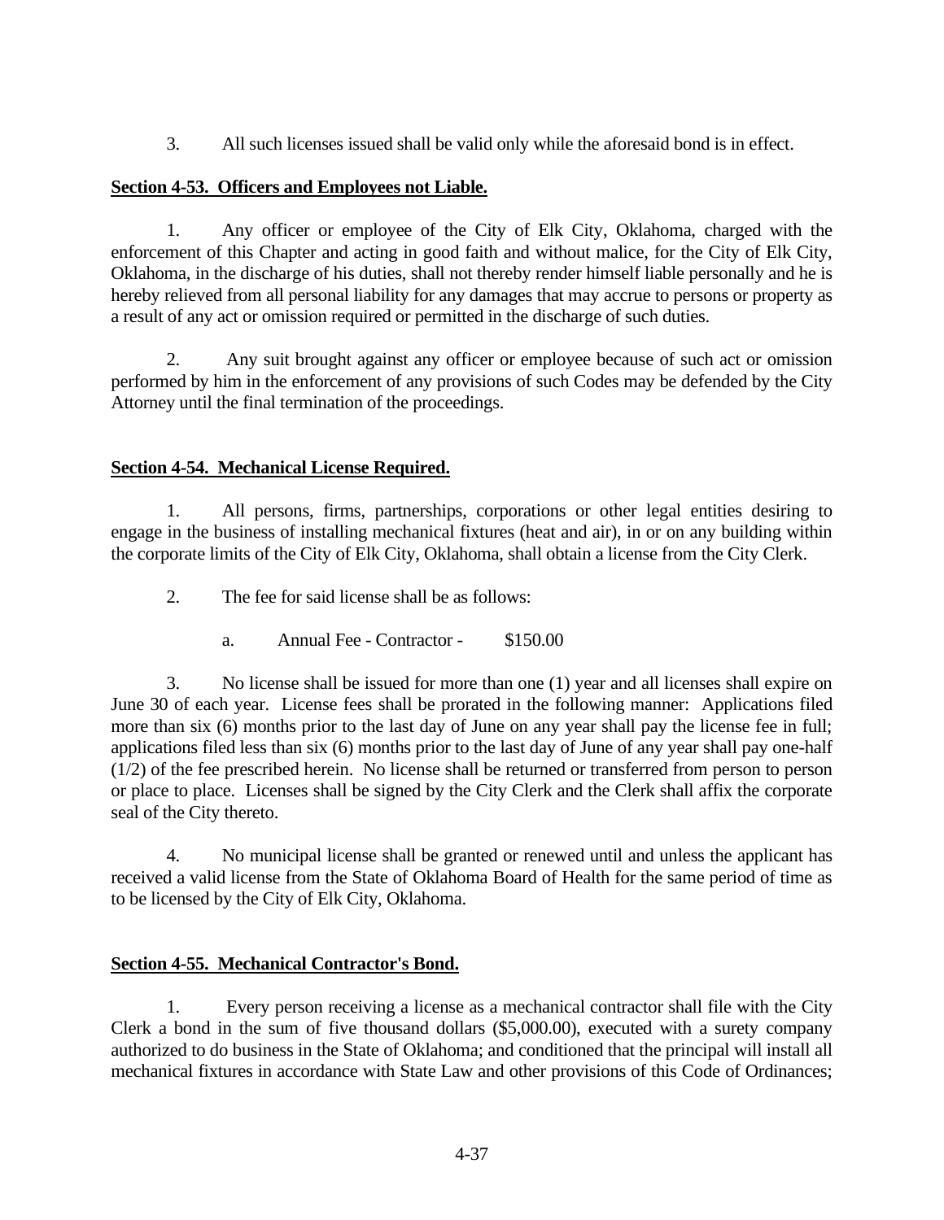3. All such licenses issued shall be valid only while the aforesaid bond is in effect.

## Section 4-53. Officers and Employees not Liable.

1. Any officer or employee of the City of Elk City, Oklahoma, charged with the enforcement of this Chapter and acting in good faith and without malice, for the City of Elk City, Oklahoma, in the discharge of his duties, shall not thereby render himself liable personally and he is hereby relieved from all personal liability for any damages that may accrue to persons or property as a result of any act or omission required or permitted in the discharge of such duties.

2. Any suit brought against any officer or employee because of such act or omission performed by him in the enforcement of any provisions of such Codes may be defended by the City Attorney until the final termination of the proceedings.

## Section 4-54. Mechanical License Required.

1. All persons, firms, partnerships, corporations or other legal entities desiring to engage in the business of installing mechanical fixtures (heat and air), in or on any building within the corporate limits of the City of Elk City, Oklahoma, shall obtain a license from the City Clerk.

2. The fee for said license shall be as follows:

   a. Annual Fee - Contractor - $150.00

3. No license shall be issued for more than one (1) year and all licenses shall expire on June 30 of each year. License fees shall be prorated in the following manner: Applications filed more than six (6) months prior to the last day of June on any year shall pay the license fee in full; applications filed less than six (6) months prior to the last day of June of any year shall pay one-half (1/2) of the fee prescribed herein. No license shall be returned or transferred from person to person or place to place. Licenses shall be signed by the City Clerk and the Clerk shall affix the corporate seal of the City thereto.

4. No municipal license shall be granted or renewed until and unless the applicant has received a valid license from the State of Oklahoma Board of Health for the same period of time as to be licensed by the City of Elk City, Oklahoma.

## Section 4-55. Mechanical Contractor's Bond.

1. Every person receiving a license as a mechanical contractor shall file with the City Clerk a bond in the sum of five thousand dollars ($5,000.00), executed with a surety company authorized to do business in the State of Oklahoma; and conditioned that the principal will install all mechanical fixtures in accordance with State Law and other provisions of this Code of Ordinances;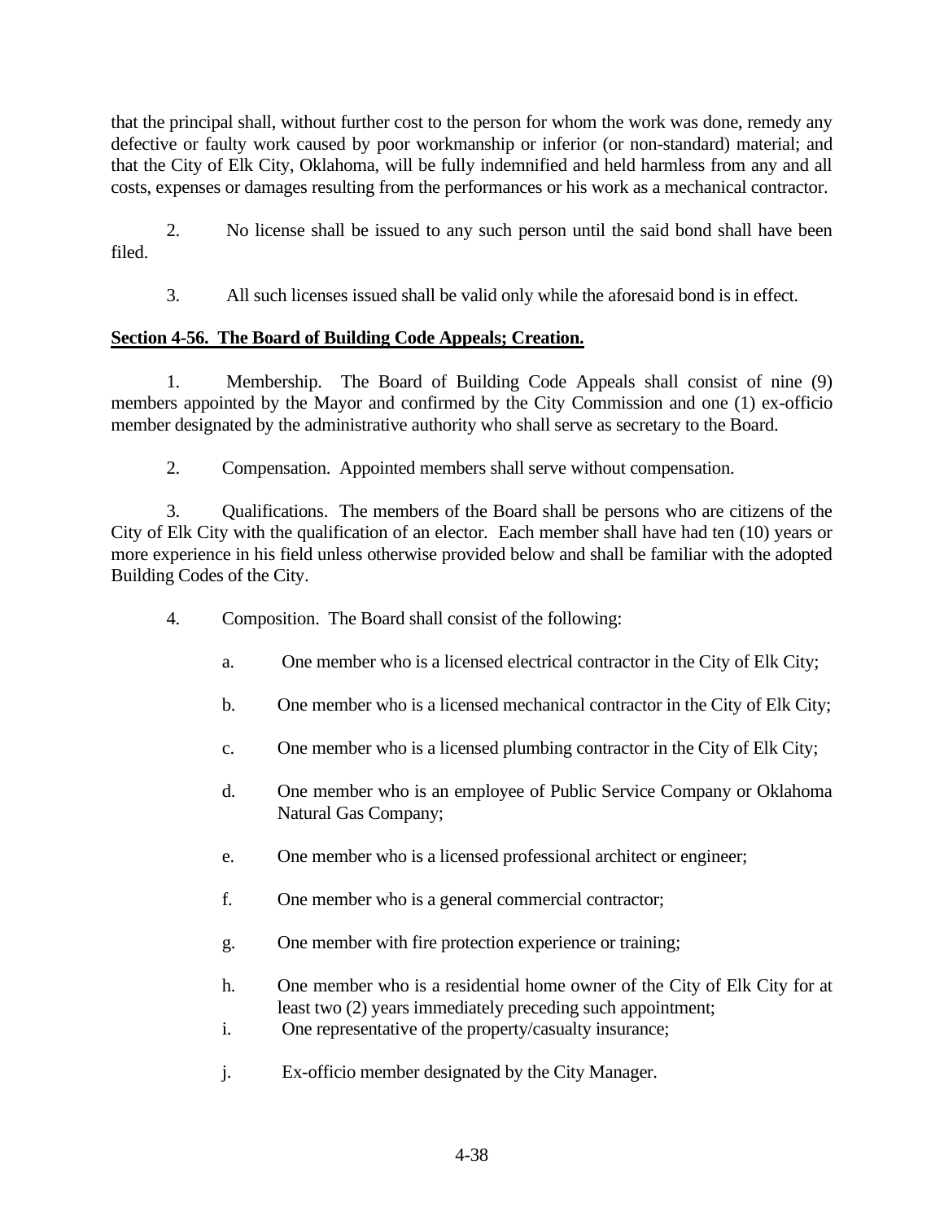that the principal shall, without further cost to the person for whom the work was done, remedy any defective or faulty work caused by poor workmanship or inferior (or non-standard) material; and that the City of Elk City, Oklahoma, will be fully indemnified and held harmless from any and all costs, expenses or damages resulting from the performances or his work as a mechanical contractor.

2. No license shall be issued to any such person until the said bond shall have been filed.

3. All such licenses issued shall be valid only while the aforesaid bond is in effect.

**Section 4-56. The Board of Building Code Appeals; Creation.**

1. Membership. The Board of Building Code Appeals shall consist of nine (9) members appointed by the Mayor and confirmed by the City Commission and one (1) ex-officio member designated by the administrative authority who shall serve as secretary to the Board.

2. Compensation. Appointed members shall serve without compensation.

3. Qualifications. The members of the Board shall be persons who are citizens of the City of Elk City with the qualification of an elector. Each member shall have had ten (10) years or more experience in his field unless otherwise provided below and shall be familiar with the adopted Building Codes of the City.

4. Composition. The Board shall consist of the following:

   a. One member who is a licensed electrical contractor in the City of Elk City;

   b. One member who is a licensed mechanical contractor in the City of Elk City;

   c. One member who is a licensed plumbing contractor in the City of Elk City;

   d. One member who is an employee of Public Service Company or Oklahoma Natural Gas Company;

   e. One member who is a licensed professional architect or engineer;

   f. One member who is a general commercial contractor;

   g. One member with fire protection experience or training;

   h. One member who is a residential home owner of the City of Elk City for at least two (2) years immediately preceding such appointment;

   i. One representative of the property/casualty insurance;

   j. Ex-officio member designated by the City Manager.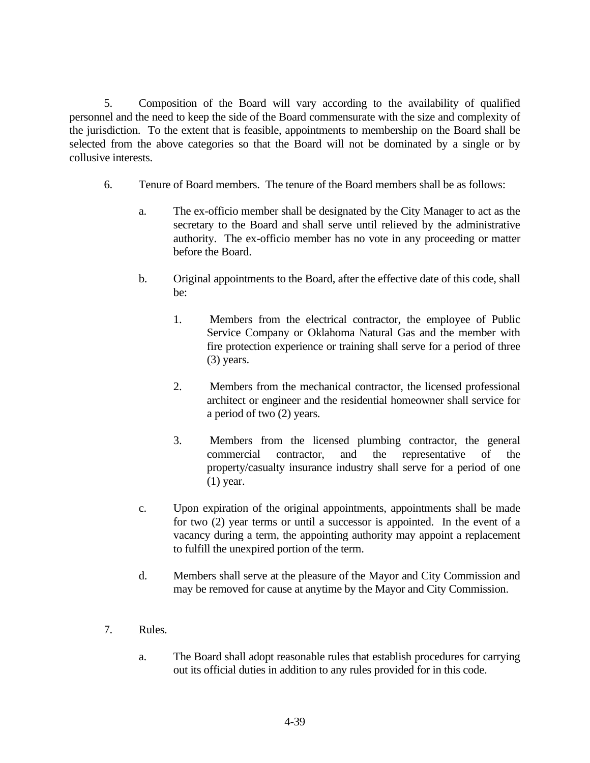5. Composition of the Board will vary according to the availability of qualified personnel and the need to keep the side of the Board commensurate with the size and complexity of the jurisdiction. To the extent that is feasible, appointments to membership on the Board shall be selected from the above categories so that the Board will not be dominated by a single or by collusive interests.

6. Tenure of Board members. The tenure of the Board members shall be as follows:

   a. The ex-officio member shall be designated by the City Manager to act as the secretary to the Board and shall serve until relieved by the administrative authority. The ex-officio member has no vote in any proceeding or matter before the Board.

   b. Original appointments to the Board, after the effective date of this code, shall be:

      1. Members from the electrical contractor, the employee of Public Service Company or Oklahoma Natural Gas and the member with fire protection experience or training shall serve for a period of three (3) years.

      2. Members from the mechanical contractor, the licensed professional architect or engineer and the residential homeowner shall service for a period of two (2) years.

      3. Members from the licensed plumbing contractor, the general commercial contractor, and the representative of the property/casualty insurance industry shall serve for a period of one (1) year.

   c. Upon expiration of the original appointments, appointments shall be made for two (2) year terms or until a successor is appointed. In the event of a vacancy during a term, the appointing authority may appoint a replacement to fulfill the unexpired portion of the term.

   d. Members shall serve at the pleasure of the Mayor and City Commission and may be removed for cause at anytime by the Mayor and City Commission.

7. Rules.

   a. The Board shall adopt reasonable rules that establish procedures for carrying out its official duties in addition to any rules provided for in this code.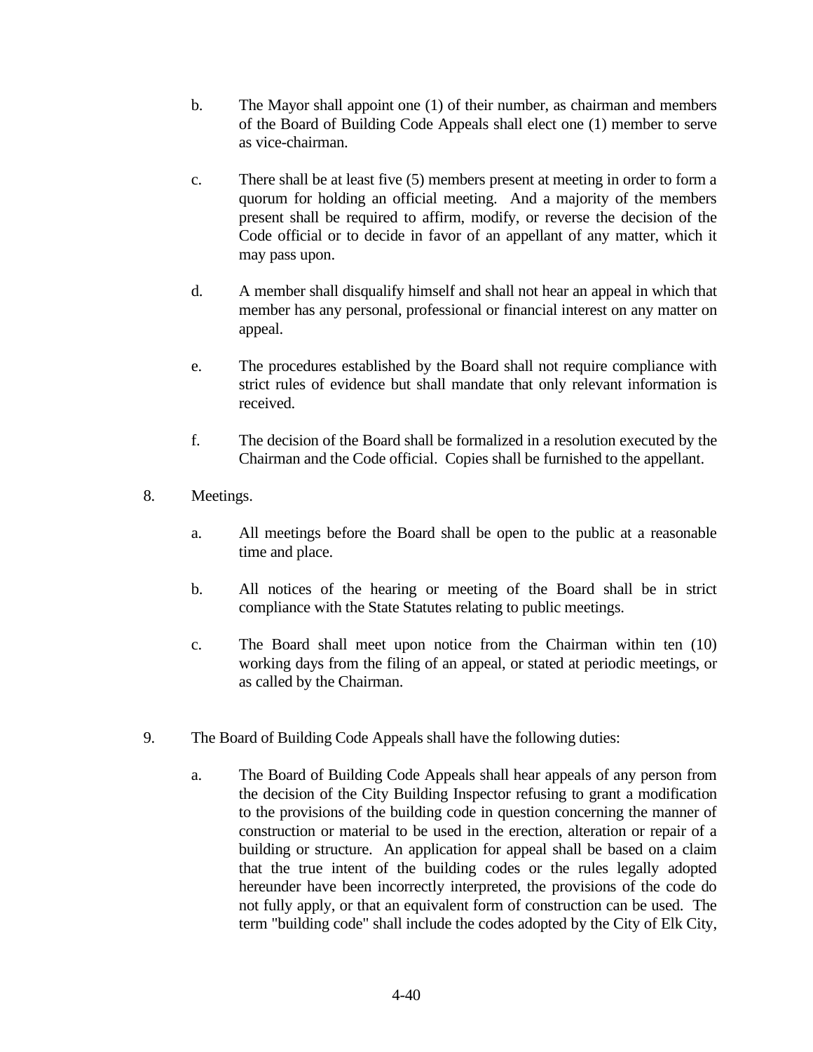b. The Mayor shall appoint one (1) of their number, as chairman and members of the Board of Building Code Appeals shall elect one (1) member to serve as vice-chairman.

c. There shall be at least five (5) members present at meeting in order to form a quorum for holding an official meeting. And a majority of the members present shall be required to affirm, modify, or reverse the decision of the Code official or to decide in favor of an appellant of any matter, which it may pass upon.

d. A member shall disqualify himself and shall not hear an appeal in which that member has any personal, professional or financial interest on any matter on appeal.

e. The procedures established by the Board shall not require compliance with strict rules of evidence but shall mandate that only relevant information is received.

f. The decision of the Board shall be formalized in a resolution executed by the Chairman and the Code official. Copies shall be furnished to the appellant.

8. Meetings.

a. All meetings before the Board shall be open to the public at a reasonable time and place.

b. All notices of the hearing or meeting of the Board shall be in strict compliance with the State Statutes relating to public meetings.

c. The Board shall meet upon notice from the Chairman within ten (10) working days from the filing of an appeal, or stated at periodic meetings, or as called by the Chairman.

9. The Board of Building Code Appeals shall have the following duties:

a. The Board of Building Code Appeals shall hear appeals of any person from the decision of the City Building Inspector refusing to grant a modification to the provisions of the building code in question concerning the manner of construction or material to be used in the erection, alteration or repair of a building or structure. An application for appeal shall be based on a claim that the true intent of the building codes or the rules legally adopted hereunder have been incorrectly interpreted, the provisions of the code do not fully apply, or that an equivalent form of construction can be used. The term "building code" shall include the codes adopted by the City of Elk City,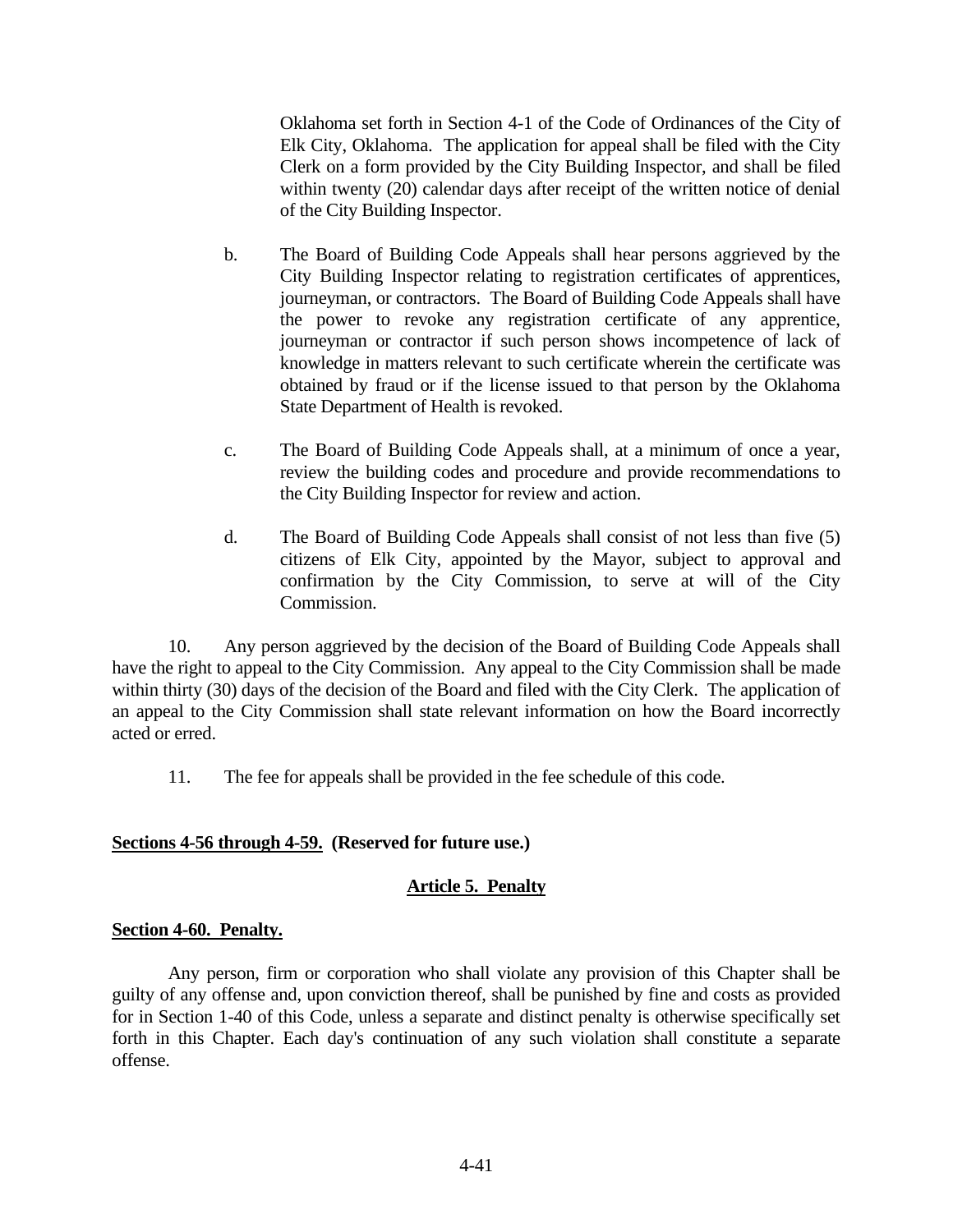Oklahoma set forth in Section 4-1 of the Code of Ordinances of the City of Elk City, Oklahoma. The application for appeal shall be filed with the City Clerk on a form provided by the City Building Inspector, and shall be filed within twenty (20) calendar days after receipt of the written notice of denial of the City Building Inspector.

b. The Board of Building Code Appeals shall hear persons aggrieved by the City Building Inspector relating to registration certificates of apprentices, journeyman, or contractors. The Board of Building Code Appeals shall have the power to revoke any registration certificate of any apprentice, journeyman or contractor if such person shows incompetence of lack of knowledge in matters relevant to such certificate wherein the certificate was obtained by fraud or if the license issued to that person by the Oklahoma State Department of Health is revoked.

c. The Board of Building Code Appeals shall, at a minimum of once a year, review the building codes and procedure and provide recommendations to the City Building Inspector for review and action.

d. The Board of Building Code Appeals shall consist of not less than five (5) citizens of Elk City, appointed by the Mayor, subject to approval and confirmation by the City Commission, to serve at will of the City Commission.

10. Any person aggrieved by the decision of the Board of Building Code Appeals shall have the right to appeal to the City Commission. Any appeal to the City Commission shall be made within thirty (30) days of the decision of the Board and filed with the City Clerk. The application of an appeal to the City Commission shall state relevant information on how the Board incorrectly acted or erred.

11. The fee for appeals shall be provided in the fee schedule of this code.

**Sections 4-56 through 4-59. (Reserved for future use.)**

## Article 5. Penalty

**Section 4-60. Penalty.**

Any person, firm or corporation who shall violate any provision of this Chapter shall be guilty of any offense and, upon conviction thereof, shall be punished by fine and costs as provided for in Section 1-40 of this Code, unless a separate and distinct penalty is otherwise specifically set forth in this Chapter. Each day's continuation of any such violation shall constitute a separate offense.